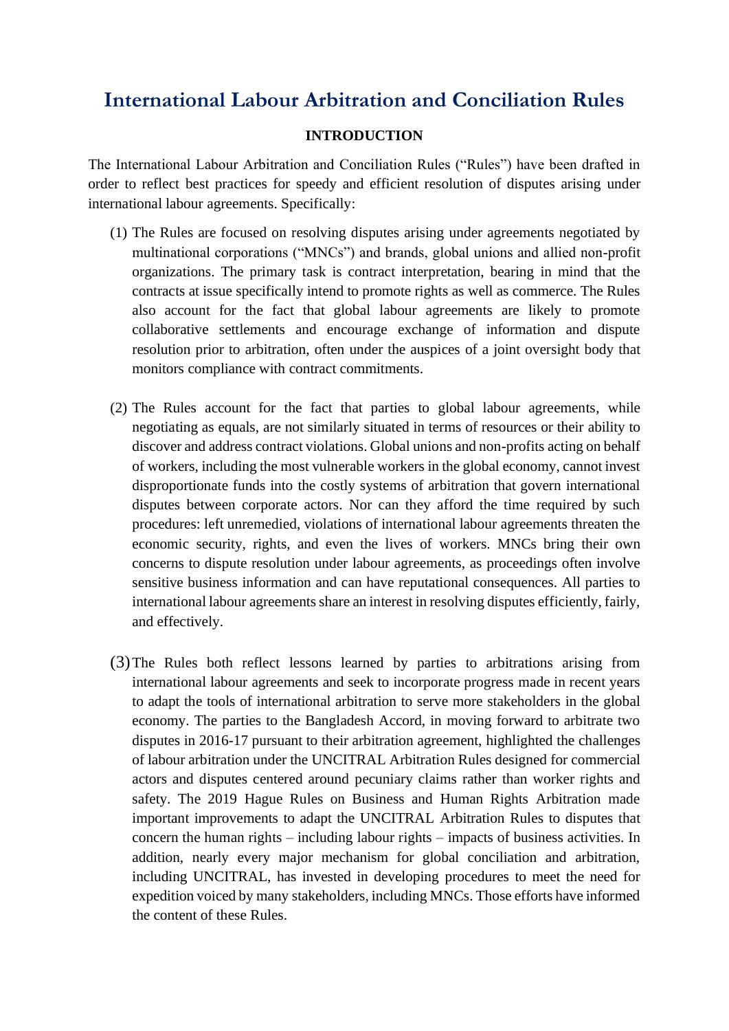# International Labour Arbitration and Conciliation Rules

## INTRODUCTION

The International Labour Arbitration and Conciliation Rules ("Rules") have been drafted in order to reflect best practices for speedy and efficient resolution of disputes arising under international labour agreements. Specifically:

(1) The Rules are focused on resolving disputes arising under agreements negotiated by multinational corporations ("MNCs") and brands, global unions and allied non-profit organizations. The primary task is contract interpretation, bearing in mind that the contracts at issue specifically intend to promote rights as well as commerce. The Rules also account for the fact that global labour agreements are likely to promote collaborative settlements and encourage exchange of information and dispute resolution prior to arbitration, often under the auspices of a joint oversight body that monitors compliance with contract commitments.

(2) The Rules account for the fact that parties to global labour agreements, while negotiating as equals, are not similarly situated in terms of resources or their ability to discover and address contract violations. Global unions and non-profits acting on behalf of workers, including the most vulnerable workers in the global economy, cannot invest disproportionate funds into the costly systems of arbitration that govern international disputes between corporate actors. Nor can they afford the time required by such procedures: left unremedied, violations of international labour agreements threaten the economic security, rights, and even the lives of workers. MNCs bring their own concerns to dispute resolution under labour agreements, as proceedings often involve sensitive business information and can have reputational consequences. All parties to international labour agreements share an interest in resolving disputes efficiently, fairly, and effectively.

(3) The Rules both reflect lessons learned by parties to arbitrations arising from international labour agreements and seek to incorporate progress made in recent years to adapt the tools of international arbitration to serve more stakeholders in the global economy. The parties to the Bangladesh Accord, in moving forward to arbitrate two disputes in 2016-17 pursuant to their arbitration agreement, highlighted the challenges of labour arbitration under the UNCITRAL Arbitration Rules designed for commercial actors and disputes centered around pecuniary claims rather than worker rights and safety. The 2019 Hague Rules on Business and Human Rights Arbitration made important improvements to adapt the UNCITRAL Arbitration Rules to disputes that concern the human rights – including labour rights – impacts of business activities. In addition, nearly every major mechanism for global conciliation and arbitration, including UNCITRAL, has invested in developing procedures to meet the need for expedition voiced by many stakeholders, including MNCs. Those efforts have informed the content of these Rules.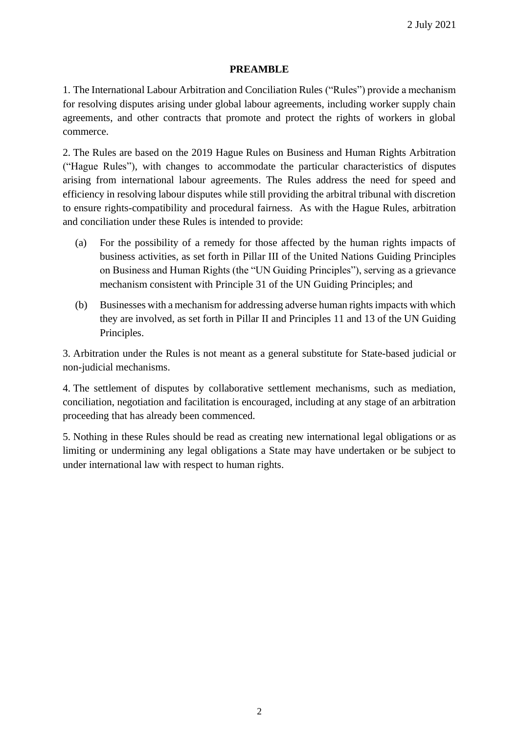2 July 2021

## PREAMBLE

1. The International Labour Arbitration and Conciliation Rules ("Rules") provide a mechanism for resolving disputes arising under global labour agreements, including worker supply chain agreements, and other contracts that promote and protect the rights of workers in global commerce.

2. The Rules are based on the 2019 Hague Rules on Business and Human Rights Arbitration ("Hague Rules"), with changes to accommodate the particular characteristics of disputes arising from international labour agreements. The Rules address the need for speed and efficiency in resolving labour disputes while still providing the arbitral tribunal with discretion to ensure rights-compatibility and procedural fairness. As with the Hague Rules, arbitration and conciliation under these Rules is intended to provide:

   (a) For the possibility of a remedy for those affected by the human rights impacts of business activities, as set forth in Pillar III of the United Nations Guiding Principles on Business and Human Rights (the "UN Guiding Principles"), serving as a grievance mechanism consistent with Principle 31 of the UN Guiding Principles; and

   (b) Businesses with a mechanism for addressing adverse human rights impacts with which they are involved, as set forth in Pillar II and Principles 11 and 13 of the UN Guiding Principles.

3. Arbitration under the Rules is not meant as a general substitute for State-based judicial or non-judicial mechanisms.

4. The settlement of disputes by collaborative settlement mechanisms, such as mediation, conciliation, negotiation and facilitation is encouraged, including at any stage of an arbitration proceeding that has already been commenced.

5. Nothing in these Rules should be read as creating new international legal obligations or as limiting or undermining any legal obligations a State may have undertaken or be subject to under international law with respect to human rights.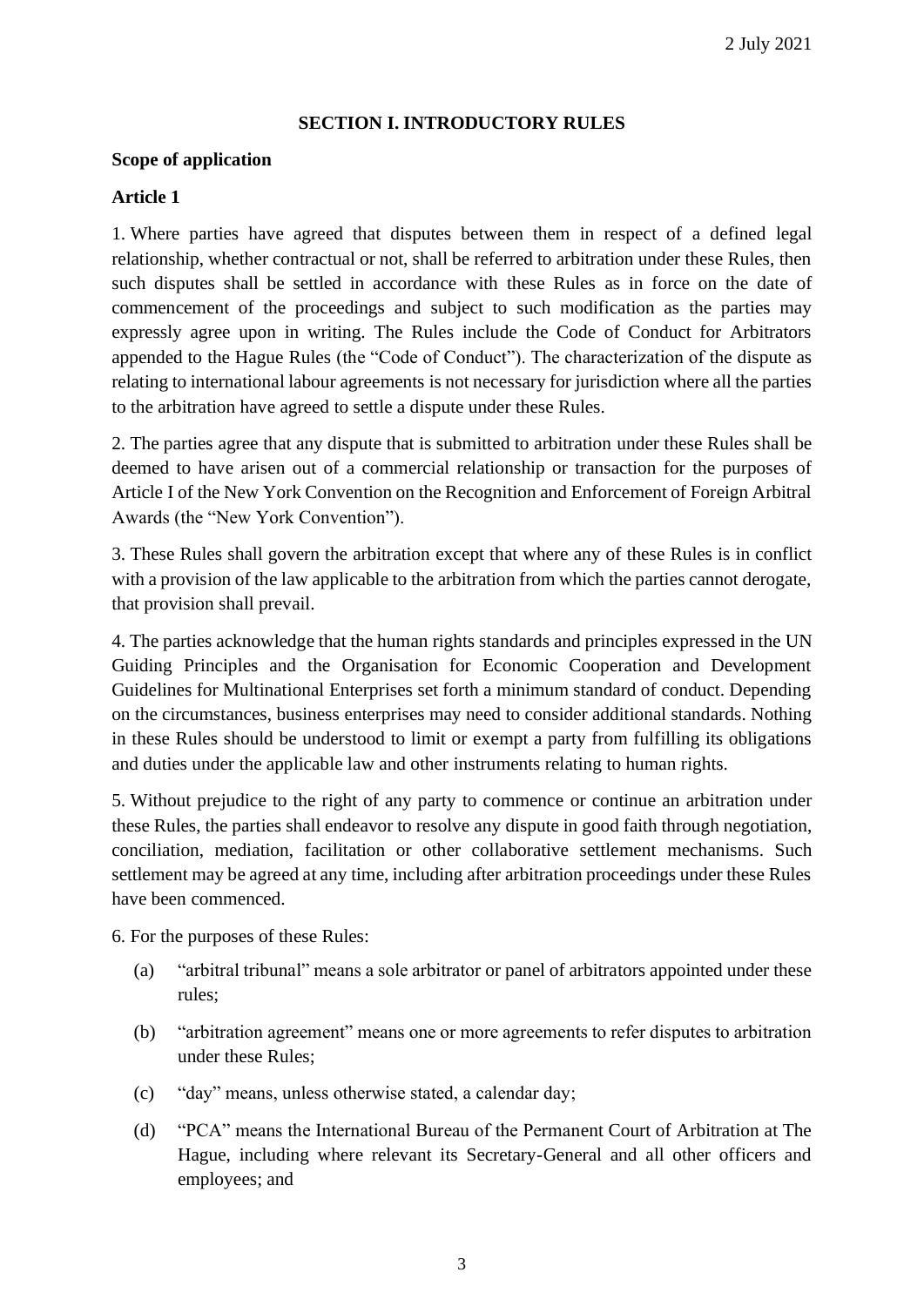## SECTION I. INTRODUCTORY RULES

**Scope of application**

**Article 1**

1. Where parties have agreed that disputes between them in respect of a defined legal relationship, whether contractual or not, shall be referred to arbitration under these Rules, then such disputes shall be settled in accordance with these Rules as in force on the date of commencement of the proceedings and subject to such modification as the parties may expressly agree upon in writing. The Rules include the Code of Conduct for Arbitrators appended to the Hague Rules (the "Code of Conduct"). The characterization of the dispute as relating to international labour agreements is not necessary for jurisdiction where all the parties to the arbitration have agreed to settle a dispute under these Rules.

2. The parties agree that any dispute that is submitted to arbitration under these Rules shall be deemed to have arisen out of a commercial relationship or transaction for the purposes of Article I of the New York Convention on the Recognition and Enforcement of Foreign Arbitral Awards (the "New York Convention").

3. These Rules shall govern the arbitration except that where any of these Rules is in conflict with a provision of the law applicable to the arbitration from which the parties cannot derogate, that provision shall prevail.

4. The parties acknowledge that the human rights standards and principles expressed in the UN Guiding Principles and the Organisation for Economic Cooperation and Development Guidelines for Multinational Enterprises set forth a minimum standard of conduct. Depending on the circumstances, business enterprises may need to consider additional standards. Nothing in these Rules should be understood to limit or exempt a party from fulfilling its obligations and duties under the applicable law and other instruments relating to human rights.

5. Without prejudice to the right of any party to commence or continue an arbitration under these Rules, the parties shall endeavor to resolve any dispute in good faith through negotiation, conciliation, mediation, facilitation or other collaborative settlement mechanisms. Such settlement may be agreed at any time, including after arbitration proceedings under these Rules have been commenced.

6. For the purposes of these Rules:

(a) "arbitral tribunal" means a sole arbitrator or panel of arbitrators appointed under these rules;

(b) "arbitration agreement" means one or more agreements to refer disputes to arbitration under these Rules;

(c) "day" means, unless otherwise stated, a calendar day;

(d) "PCA" means the International Bureau of the Permanent Court of Arbitration at The Hague, including where relevant its Secretary-General and all other officers and employees; and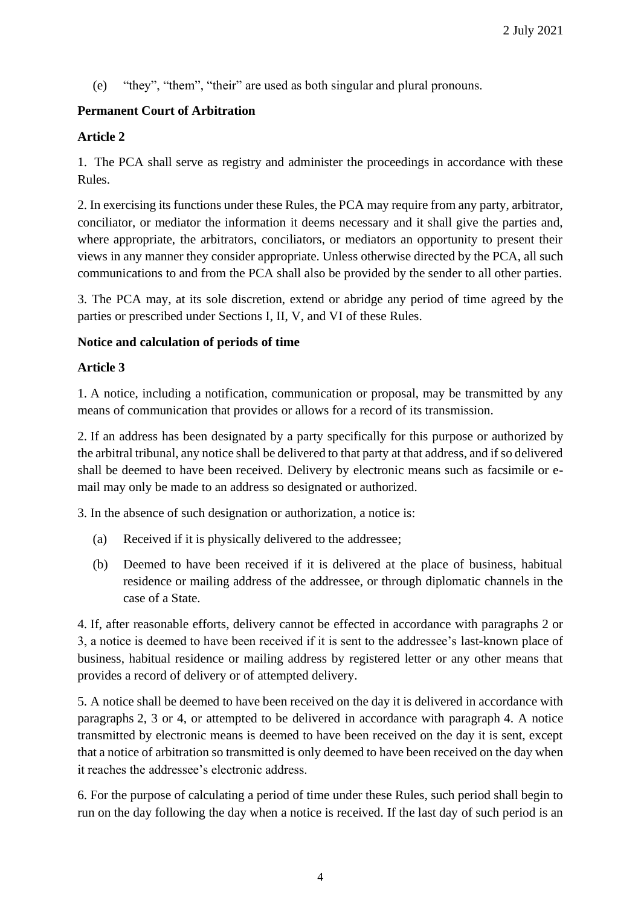(e) "they", "them", "their" are used as both singular and plural pronouns.

**Permanent Court of Arbitration**

**Article 2**

1. The PCA shall serve as registry and administer the proceedings in accordance with these Rules.

2. In exercising its functions under these Rules, the PCA may require from any party, arbitrator, conciliator, or mediator the information it deems necessary and it shall give the parties and, where appropriate, the arbitrators, conciliators, or mediators an opportunity to present their views in any manner they consider appropriate. Unless otherwise directed by the PCA, all such communications to and from the PCA shall also be provided by the sender to all other parties.

3. The PCA may, at its sole discretion, extend or abridge any period of time agreed by the parties or prescribed under Sections I, II, V, and VI of these Rules.

**Notice and calculation of periods of time**

**Article 3**

1. A notice, including a notification, communication or proposal, may be transmitted by any means of communication that provides or allows for a record of its transmission.

2. If an address has been designated by a party specifically for this purpose or authorized by the arbitral tribunal, any notice shall be delivered to that party at that address, and if so delivered shall be deemed to have been received. Delivery by electronic means such as facsimile or e-mail may only be made to an address so designated or authorized.

3. In the absence of such designation or authorization, a notice is:

(a) Received if it is physically delivered to the addressee;

(b) Deemed to have been received if it is delivered at the place of business, habitual residence or mailing address of the addressee, or through diplomatic channels in the case of a State.

4. If, after reasonable efforts, delivery cannot be effected in accordance with paragraphs 2 or 3, a notice is deemed to have been received if it is sent to the addressee's last-known place of business, habitual residence or mailing address by registered letter or any other means that provides a record of delivery or of attempted delivery.

5. A notice shall be deemed to have been received on the day it is delivered in accordance with paragraphs 2, 3 or 4, or attempted to be delivered in accordance with paragraph 4. A notice transmitted by electronic means is deemed to have been received on the day it is sent, except that a notice of arbitration so transmitted is only deemed to have been received on the day when it reaches the addressee's electronic address.

6. For the purpose of calculating a period of time under these Rules, such period shall begin to run on the day following the day when a notice is received. If the last day of such period is an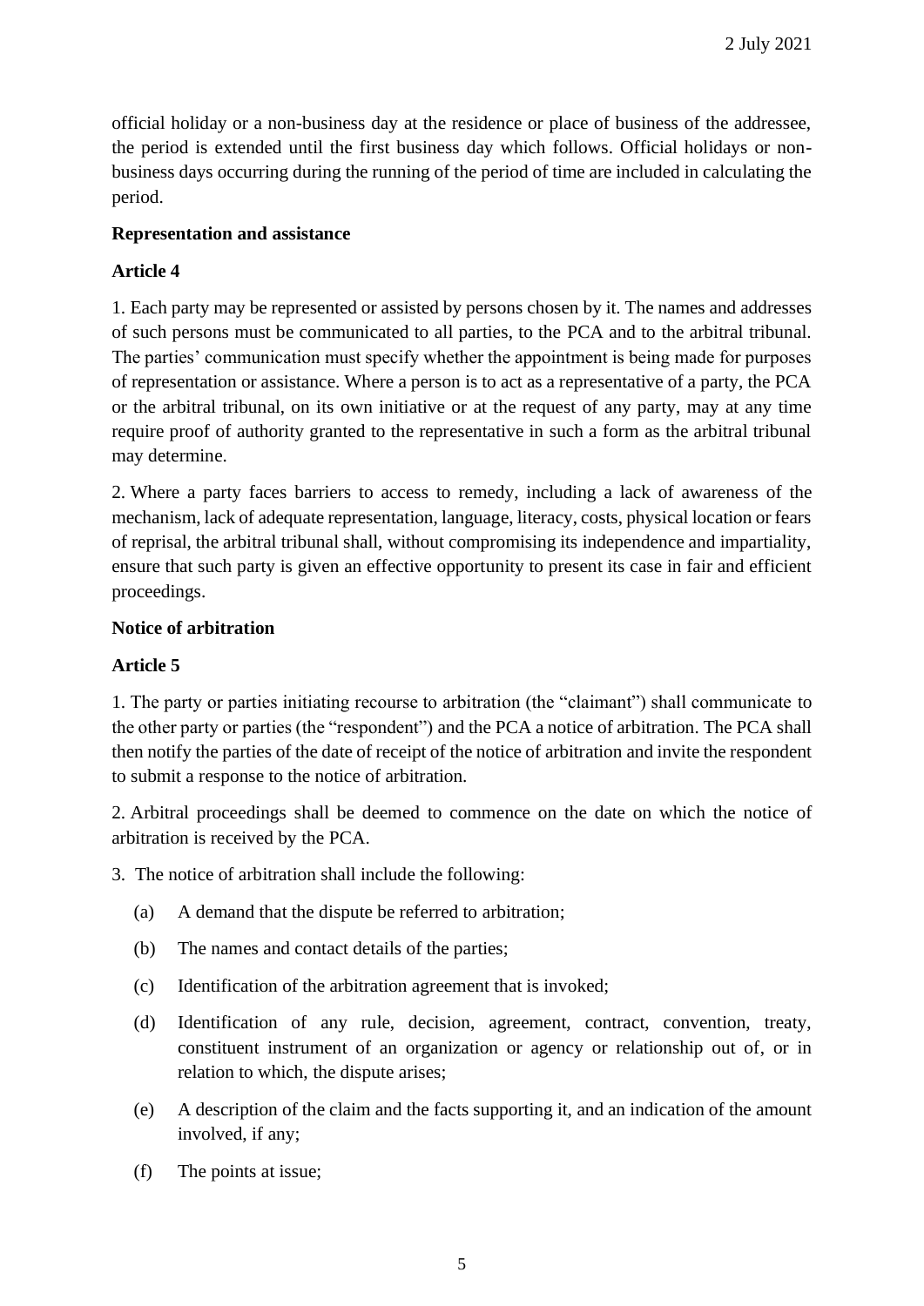official holiday or a non-business day at the residence or place of business of the addressee, the period is extended until the first business day which follows. Official holidays or non-business days occurring during the running of the period of time are included in calculating the period.

**Representation and assistance**

**Article 4**

1. Each party may be represented or assisted by persons chosen by it. The names and addresses of such persons must be communicated to all parties, to the PCA and to the arbitral tribunal. The parties' communication must specify whether the appointment is being made for purposes of representation or assistance. Where a person is to act as a representative of a party, the PCA or the arbitral tribunal, on its own initiative or at the request of any party, may at any time require proof of authority granted to the representative in such a form as the arbitral tribunal may determine.

2. Where a party faces barriers to access to remedy, including a lack of awareness of the mechanism, lack of adequate representation, language, literacy, costs, physical location or fears of reprisal, the arbitral tribunal shall, without compromising its independence and impartiality, ensure that such party is given an effective opportunity to present its case in fair and efficient proceedings.

**Notice of arbitration**

**Article 5**

1. The party or parties initiating recourse to arbitration (the "claimant") shall communicate to the other party or parties (the "respondent") and the PCA a notice of arbitration. The PCA shall then notify the parties of the date of receipt of the notice of arbitration and invite the respondent to submit a response to the notice of arbitration.

2. Arbitral proceedings shall be deemed to commence on the date on which the notice of arbitration is received by the PCA.

3. The notice of arbitration shall include the following:

   (a) A demand that the dispute be referred to arbitration;

   (b) The names and contact details of the parties;

   (c) Identification of the arbitration agreement that is invoked;

   (d) Identification of any rule, decision, agreement, contract, convention, treaty, constituent instrument of an organization or agency or relationship out of, or in relation to which, the dispute arises;

   (e) A description of the claim and the facts supporting it, and an indication of the amount involved, if any;

   (f) The points at issue;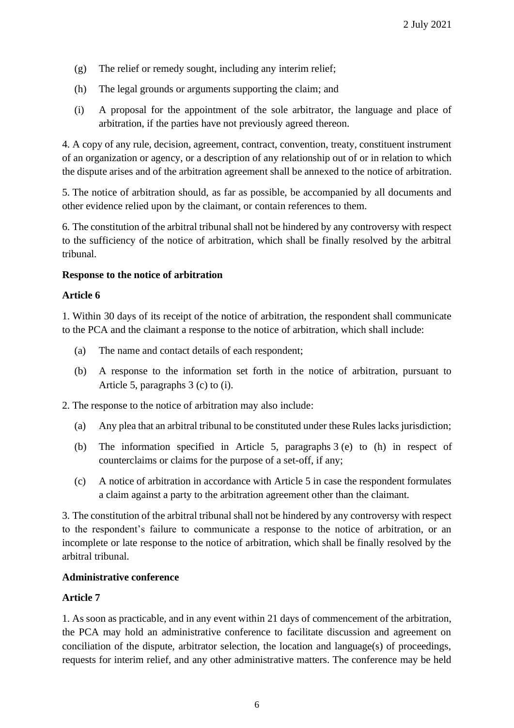(g) The relief or remedy sought, including any interim relief;

(h) The legal grounds or arguments supporting the claim; and

(i) A proposal for the appointment of the sole arbitrator, the language and place of arbitration, if the parties have not previously agreed thereon.

4. A copy of any rule, decision, agreement, contract, convention, treaty, constituent instrument of an organization or agency, or a description of any relationship out of or in relation to which the dispute arises and of the arbitration agreement shall be annexed to the notice of arbitration.

5. The notice of arbitration should, as far as possible, be accompanied by all documents and other evidence relied upon by the claimant, or contain references to them.

6. The constitution of the arbitral tribunal shall not be hindered by any controversy with respect to the sufficiency of the notice of arbitration, which shall be finally resolved by the arbitral tribunal.

**Response to the notice of arbitration**

**Article 6**

1. Within 30 days of its receipt of the notice of arbitration, the respondent shall communicate to the PCA and the claimant a response to the notice of arbitration, which shall include:

(a) The name and contact details of each respondent;

(b) A response to the information set forth in the notice of arbitration, pursuant to Article 5, paragraphs 3 (c) to (i).

2. The response to the notice of arbitration may also include:

(a) Any plea that an arbitral tribunal to be constituted under these Rules lacks jurisdiction;

(b) The information specified in Article 5, paragraphs 3 (e) to (h) in respect of counterclaims or claims for the purpose of a set-off, if any;

(c) A notice of arbitration in accordance with Article 5 in case the respondent formulates a claim against a party to the arbitration agreement other than the claimant.

3. The constitution of the arbitral tribunal shall not be hindered by any controversy with respect to the respondent's failure to communicate a response to the notice of arbitration, or an incomplete or late response to the notice of arbitration, which shall be finally resolved by the arbitral tribunal.

**Administrative conference**

**Article 7**

1. As soon as practicable, and in any event within 21 days of commencement of the arbitration, the PCA may hold an administrative conference to facilitate discussion and agreement on conciliation of the dispute, arbitrator selection, the location and language(s) of proceedings, requests for interim relief, and any other administrative matters. The conference may be held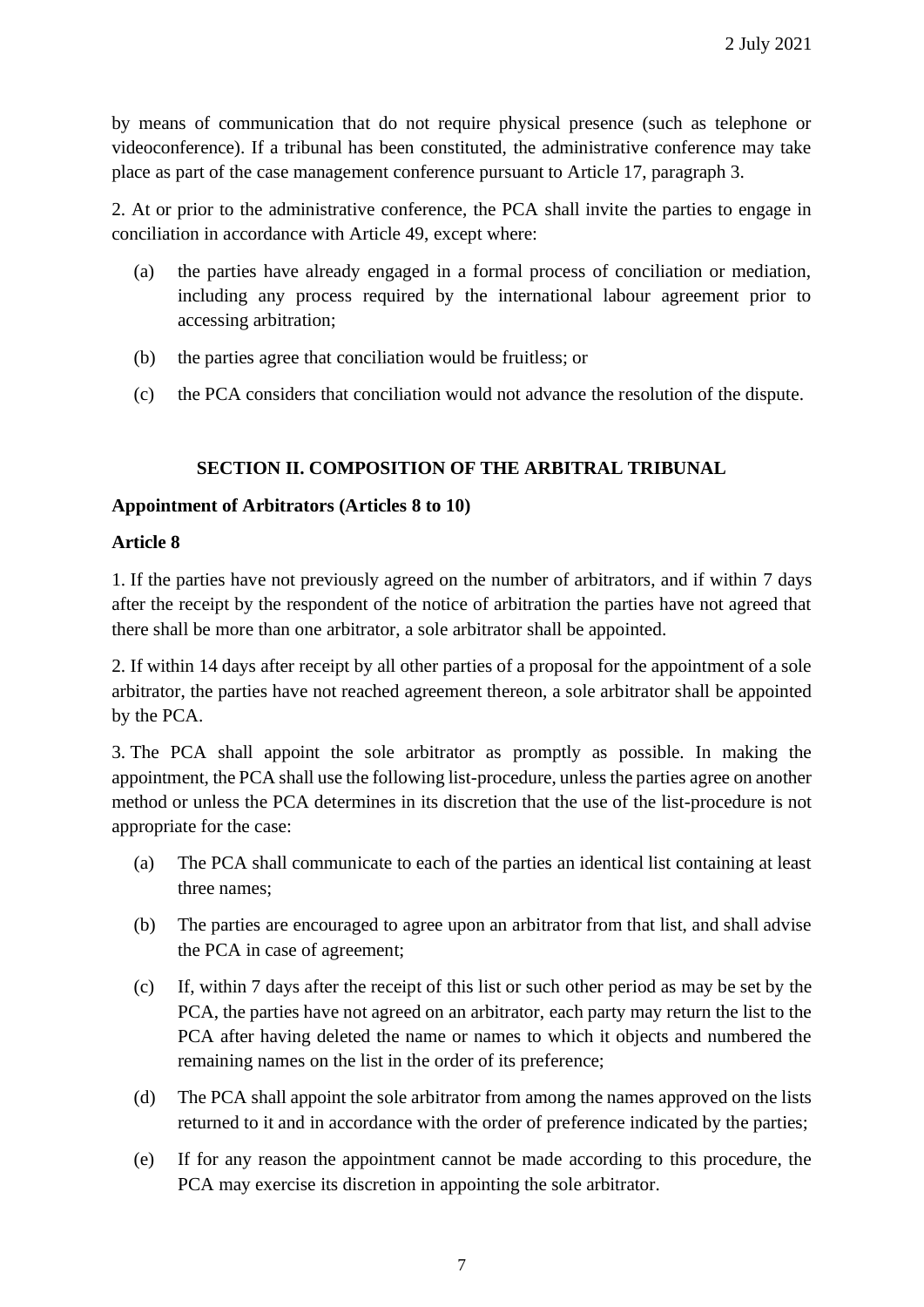by means of communication that do not require physical presence (such as telephone or videoconference). If a tribunal has been constituted, the administrative conference may take place as part of the case management conference pursuant to Article 17, paragraph 3.

2. At or prior to the administrative conference, the PCA shall invite the parties to engage in conciliation in accordance with Article 49, except where:

(a) the parties have already engaged in a formal process of conciliation or mediation, including any process required by the international labour agreement prior to accessing arbitration;

(b) the parties agree that conciliation would be fruitless; or

(c) the PCA considers that conciliation would not advance the resolution of the dispute.

## SECTION II. COMPOSITION OF THE ARBITRAL TRIBUNAL

### Appointment of Arbitrators (Articles 8 to 10)

### Article 8

1. If the parties have not previously agreed on the number of arbitrators, and if within 7 days after the receipt by the respondent of the notice of arbitration the parties have not agreed that there shall be more than one arbitrator, a sole arbitrator shall be appointed.

2. If within 14 days after receipt by all other parties of a proposal for the appointment of a sole arbitrator, the parties have not reached agreement thereon, a sole arbitrator shall be appointed by the PCA.

3. The PCA shall appoint the sole arbitrator as promptly as possible. In making the appointment, the PCA shall use the following list-procedure, unless the parties agree on another method or unless the PCA determines in its discretion that the use of the list-procedure is not appropriate for the case:

(a) The PCA shall communicate to each of the parties an identical list containing at least three names;

(b) The parties are encouraged to agree upon an arbitrator from that list, and shall advise the PCA in case of agreement;

(c) If, within 7 days after the receipt of this list or such other period as may be set by the PCA, the parties have not agreed on an arbitrator, each party may return the list to the PCA after having deleted the name or names to which it objects and numbered the remaining names on the list in the order of its preference;

(d) The PCA shall appoint the sole arbitrator from among the names approved on the lists returned to it and in accordance with the order of preference indicated by the parties;

(e) If for any reason the appointment cannot be made according to this procedure, the PCA may exercise its discretion in appointing the sole arbitrator.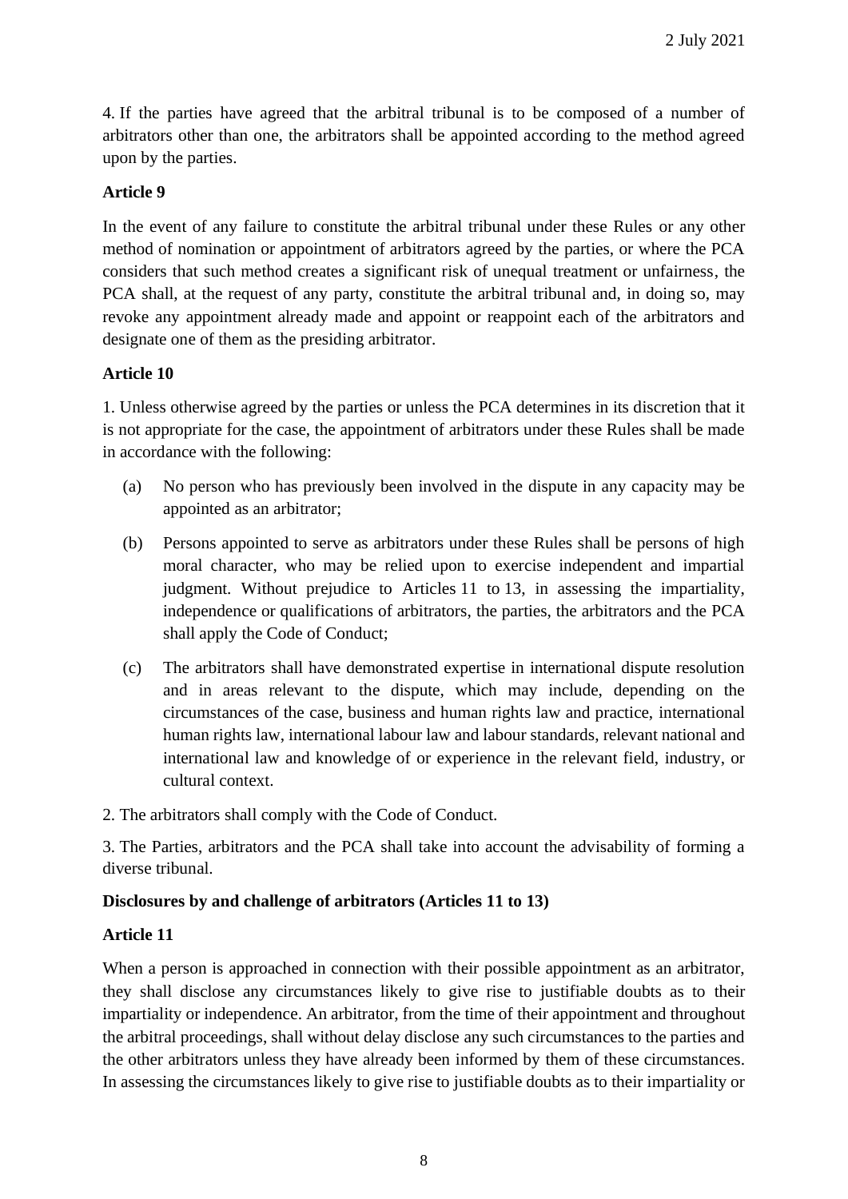4. If the parties have agreed that the arbitral tribunal is to be composed of a number of arbitrators other than one, the arbitrators shall be appointed according to the method agreed upon by the parties.

**Article 9**

In the event of any failure to constitute the arbitral tribunal under these Rules or any other method of nomination or appointment of arbitrators agreed by the parties, or where the PCA considers that such method creates a significant risk of unequal treatment or unfairness, the PCA shall, at the request of any party, constitute the arbitral tribunal and, in doing so, may revoke any appointment already made and appoint or reappoint each of the arbitrators and designate one of them as the presiding arbitrator.

**Article 10**

1. Unless otherwise agreed by the parties or unless the PCA determines in its discretion that it is not appropriate for the case, the appointment of arbitrators under these Rules shall be made in accordance with the following:

(a) No person who has previously been involved in the dispute in any capacity may be appointed as an arbitrator;

(b) Persons appointed to serve as arbitrators under these Rules shall be persons of high moral character, who may be relied upon to exercise independent and impartial judgment. Without prejudice to Articles 11 to 13, in assessing the impartiality, independence or qualifications of arbitrators, the parties, the arbitrators and the PCA shall apply the Code of Conduct;

(c) The arbitrators shall have demonstrated expertise in international dispute resolution and in areas relevant to the dispute, which may include, depending on the circumstances of the case, business and human rights law and practice, international human rights law, international labour law and labour standards, relevant national and international law and knowledge of or experience in the relevant field, industry, or cultural context.

2. The arbitrators shall comply with the Code of Conduct.

3. The Parties, arbitrators and the PCA shall take into account the advisability of forming a diverse tribunal.

**Disclosures by and challenge of arbitrators (Articles 11 to 13)**

**Article 11**

When a person is approached in connection with their possible appointment as an arbitrator, they shall disclose any circumstances likely to give rise to justifiable doubts as to their impartiality or independence. An arbitrator, from the time of their appointment and throughout the arbitral proceedings, shall without delay disclose any such circumstances to the parties and the other arbitrators unless they have already been informed by them of these circumstances. In assessing the circumstances likely to give rise to justifiable doubts as to their impartiality or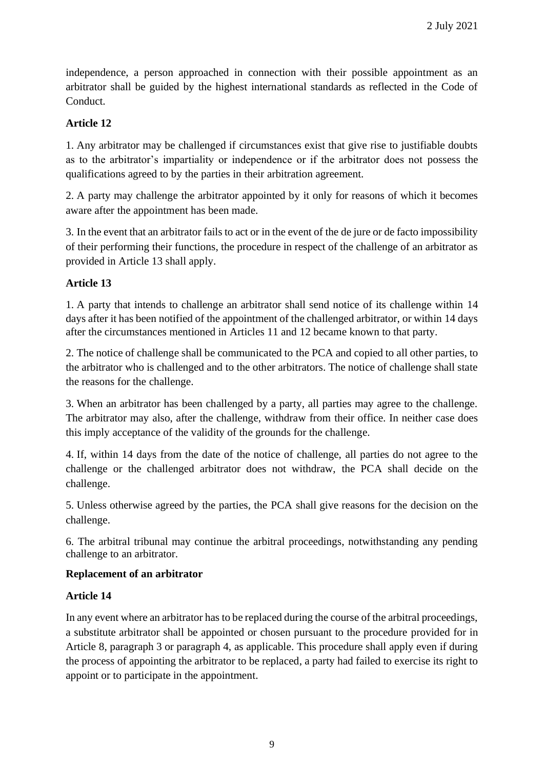independence, a person approached in connection with their possible appointment as an arbitrator shall be guided by the highest international standards as reflected in the Code of Conduct.

**Article 12**

1. Any arbitrator may be challenged if circumstances exist that give rise to justifiable doubts as to the arbitrator's impartiality or independence or if the arbitrator does not possess the qualifications agreed to by the parties in their arbitration agreement.

2. A party may challenge the arbitrator appointed by it only for reasons of which it becomes aware after the appointment has been made.

3. In the event that an arbitrator fails to act or in the event of the de jure or de facto impossibility of their performing their functions, the procedure in respect of the challenge of an arbitrator as provided in Article 13 shall apply.

**Article 13**

1. A party that intends to challenge an arbitrator shall send notice of its challenge within 14 days after it has been notified of the appointment of the challenged arbitrator, or within 14 days after the circumstances mentioned in Articles 11 and 12 became known to that party.

2. The notice of challenge shall be communicated to the PCA and copied to all other parties, to the arbitrator who is challenged and to the other arbitrators. The notice of challenge shall state the reasons for the challenge.

3. When an arbitrator has been challenged by a party, all parties may agree to the challenge. The arbitrator may also, after the challenge, withdraw from their office. In neither case does this imply acceptance of the validity of the grounds for the challenge.

4. If, within 14 days from the date of the notice of challenge, all parties do not agree to the challenge or the challenged arbitrator does not withdraw, the PCA shall decide on the challenge.

5. Unless otherwise agreed by the parties, the PCA shall give reasons for the decision on the challenge.

6. The arbitral tribunal may continue the arbitral proceedings, notwithstanding any pending challenge to an arbitrator.

**Replacement of an arbitrator**

**Article 14**

In any event where an arbitrator has to be replaced during the course of the arbitral proceedings, a substitute arbitrator shall be appointed or chosen pursuant to the procedure provided for in Article 8, paragraph 3 or paragraph 4, as applicable. This procedure shall apply even if during the process of appointing the arbitrator to be replaced, a party had failed to exercise its right to appoint or to participate in the appointment.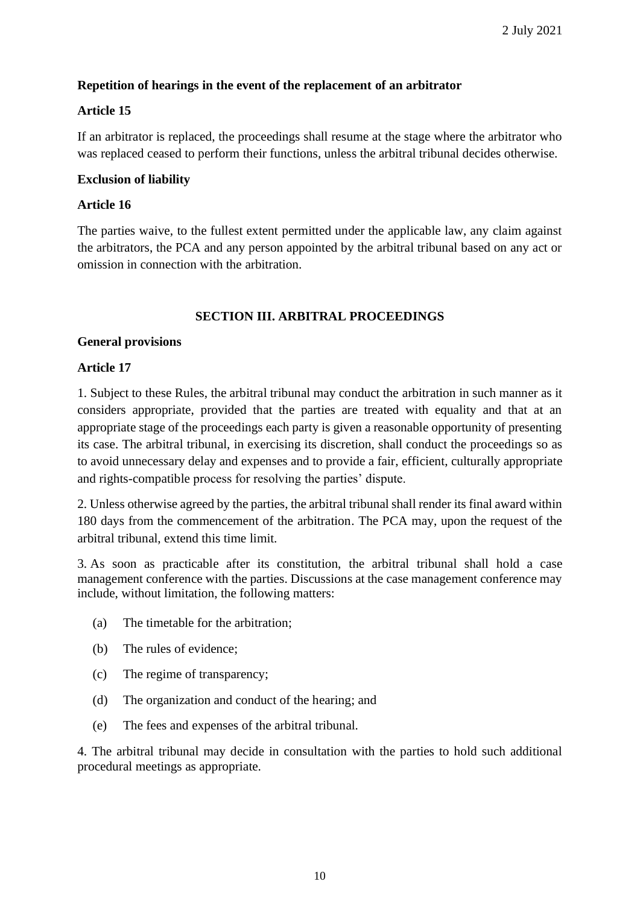**Repetition of hearings in the event of the replacement of an arbitrator**

**Article 15**

If an arbitrator is replaced, the proceedings shall resume at the stage where the arbitrator who was replaced ceased to perform their functions, unless the arbitral tribunal decides otherwise.

**Exclusion of liability**

**Article 16**

The parties waive, to the fullest extent permitted under the applicable law, any claim against the arbitrators, the PCA and any person appointed by the arbitral tribunal based on any act or omission in connection with the arbitration.

## SECTION III. ARBITRAL PROCEEDINGS

**General provisions**

**Article 17**

1. Subject to these Rules, the arbitral tribunal may conduct the arbitration in such manner as it considers appropriate, provided that the parties are treated with equality and that at an appropriate stage of the proceedings each party is given a reasonable opportunity of presenting its case. The arbitral tribunal, in exercising its discretion, shall conduct the proceedings so as to avoid unnecessary delay and expenses and to provide a fair, efficient, culturally appropriate and rights-compatible process for resolving the parties' dispute.

2. Unless otherwise agreed by the parties, the arbitral tribunal shall render its final award within 180 days from the commencement of the arbitration. The PCA may, upon the request of the arbitral tribunal, extend this time limit.

3. As soon as practicable after its constitution, the arbitral tribunal shall hold a case management conference with the parties. Discussions at the case management conference may include, without limitation, the following matters:

(a) The timetable for the arbitration;

(b) The rules of evidence;

(c) The regime of transparency;

(d) The organization and conduct of the hearing; and

(e) The fees and expenses of the arbitral tribunal.

4. The arbitral tribunal may decide in consultation with the parties to hold such additional procedural meetings as appropriate.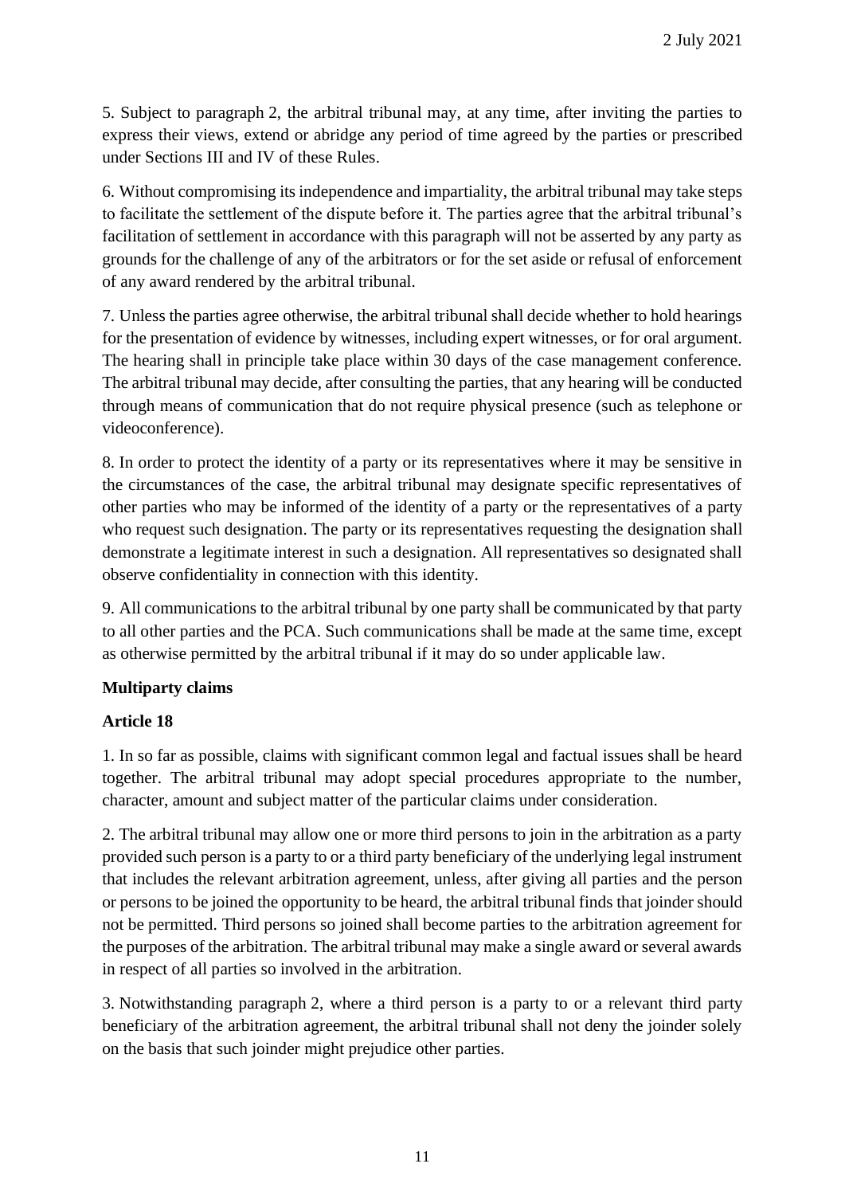5. Subject to paragraph 2, the arbitral tribunal may, at any time, after inviting the parties to express their views, extend or abridge any period of time agreed by the parties or prescribed under Sections III and IV of these Rules.

6. Without compromising its independence and impartiality, the arbitral tribunal may take steps to facilitate the settlement of the dispute before it. The parties agree that the arbitral tribunal's facilitation of settlement in accordance with this paragraph will not be asserted by any party as grounds for the challenge of any of the arbitrators or for the set aside or refusal of enforcement of any award rendered by the arbitral tribunal.

7. Unless the parties agree otherwise, the arbitral tribunal shall decide whether to hold hearings for the presentation of evidence by witnesses, including expert witnesses, or for oral argument. The hearing shall in principle take place within 30 days of the case management conference. The arbitral tribunal may decide, after consulting the parties, that any hearing will be conducted through means of communication that do not require physical presence (such as telephone or videoconference).

8. In order to protect the identity of a party or its representatives where it may be sensitive in the circumstances of the case, the arbitral tribunal may designate specific representatives of other parties who may be informed of the identity of a party or the representatives of a party who request such designation. The party or its representatives requesting the designation shall demonstrate a legitimate interest in such a designation. All representatives so designated shall observe confidentiality in connection with this identity.

9. All communications to the arbitral tribunal by one party shall be communicated by that party to all other parties and the PCA. Such communications shall be made at the same time, except as otherwise permitted by the arbitral tribunal if it may do so under applicable law.

**Multiparty claims**

**Article 18**

1. In so far as possible, claims with significant common legal and factual issues shall be heard together. The arbitral tribunal may adopt special procedures appropriate to the number, character, amount and subject matter of the particular claims under consideration.

2. The arbitral tribunal may allow one or more third persons to join in the arbitration as a party provided such person is a party to or a third party beneficiary of the underlying legal instrument that includes the relevant arbitration agreement, unless, after giving all parties and the person or persons to be joined the opportunity to be heard, the arbitral tribunal finds that joinder should not be permitted. Third persons so joined shall become parties to the arbitration agreement for the purposes of the arbitration. The arbitral tribunal may make a single award or several awards in respect of all parties so involved in the arbitration.

3. Notwithstanding paragraph 2, where a third person is a party to or a relevant third party beneficiary of the arbitration agreement, the arbitral tribunal shall not deny the joinder solely on the basis that such joinder might prejudice other parties.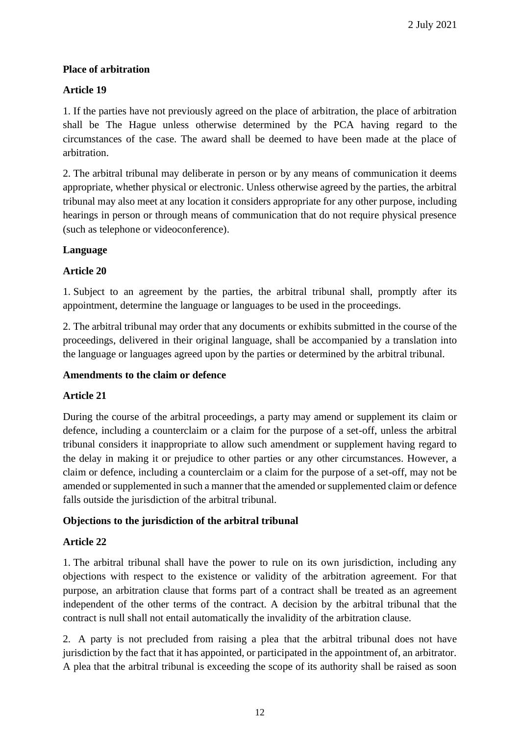**Place of arbitration**

**Article 19**

1. If the parties have not previously agreed on the place of arbitration, the place of arbitration shall be The Hague unless otherwise determined by the PCA having regard to the circumstances of the case. The award shall be deemed to have been made at the place of arbitration.

2. The arbitral tribunal may deliberate in person or by any means of communication it deems appropriate, whether physical or electronic. Unless otherwise agreed by the parties, the arbitral tribunal may also meet at any location it considers appropriate for any other purpose, including hearings in person or through means of communication that do not require physical presence (such as telephone or videoconference).

**Language**

**Article 20**

1. Subject to an agreement by the parties, the arbitral tribunal shall, promptly after its appointment, determine the language or languages to be used in the proceedings.

2. The arbitral tribunal may order that any documents or exhibits submitted in the course of the proceedings, delivered in their original language, shall be accompanied by a translation into the language or languages agreed upon by the parties or determined by the arbitral tribunal.

**Amendments to the claim or defence**

**Article 21**

During the course of the arbitral proceedings, a party may amend or supplement its claim or defence, including a counterclaim or a claim for the purpose of a set-off, unless the arbitral tribunal considers it inappropriate to allow such amendment or supplement having regard to the delay in making it or prejudice to other parties or any other circumstances. However, a claim or defence, including a counterclaim or a claim for the purpose of a set-off, may not be amended or supplemented in such a manner that the amended or supplemented claim or defence falls outside the jurisdiction of the arbitral tribunal.

**Objections to the jurisdiction of the arbitral tribunal**

**Article 22**

1. The arbitral tribunal shall have the power to rule on its own jurisdiction, including any objections with respect to the existence or validity of the arbitration agreement. For that purpose, an arbitration clause that forms part of a contract shall be treated as an agreement independent of the other terms of the contract. A decision by the arbitral tribunal that the contract is null shall not entail automatically the invalidity of the arbitration clause.

2. A party is not precluded from raising a plea that the arbitral tribunal does not have jurisdiction by the fact that it has appointed, or participated in the appointment of, an arbitrator. A plea that the arbitral tribunal is exceeding the scope of its authority shall be raised as soon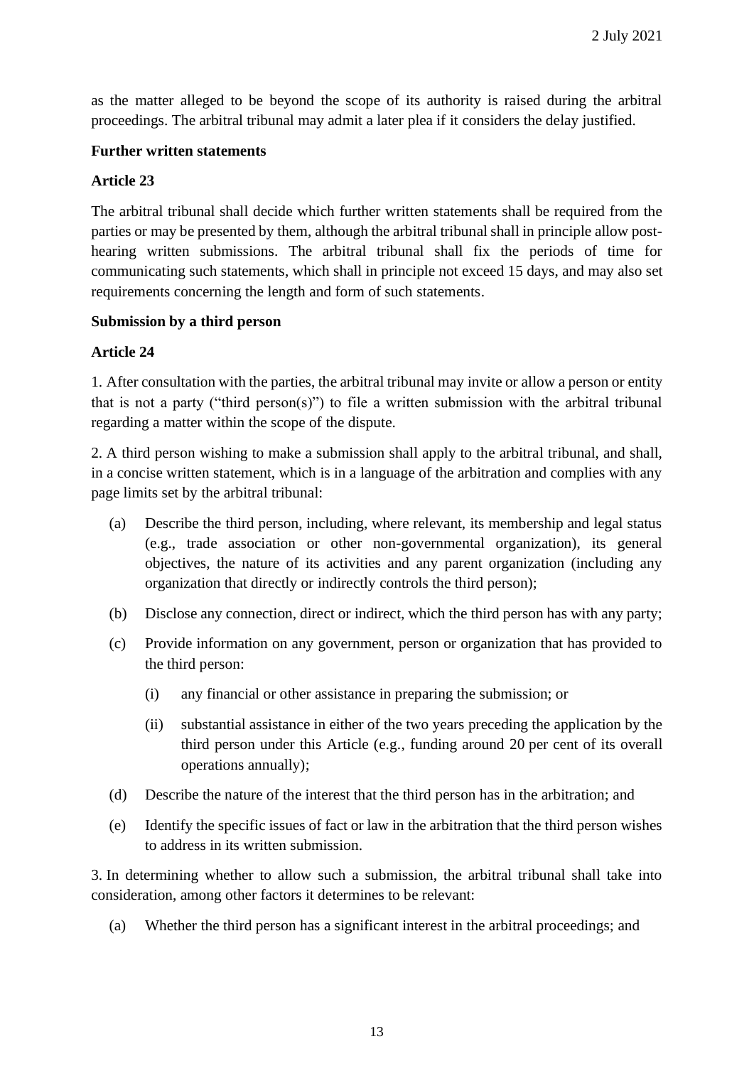as the matter alleged to be beyond the scope of its authority is raised during the arbitral proceedings. The arbitral tribunal may admit a later plea if it considers the delay justified.

**Further written statements**

**Article 23**

The arbitral tribunal shall decide which further written statements shall be required from the parties or may be presented by them, although the arbitral tribunal shall in principle allow post-hearing written submissions. The arbitral tribunal shall fix the periods of time for communicating such statements, which shall in principle not exceed 15 days, and may also set requirements concerning the length and form of such statements.

**Submission by a third person**

**Article 24**

1. After consultation with the parties, the arbitral tribunal may invite or allow a person or entity that is not a party ("third person(s)") to file a written submission with the arbitral tribunal regarding a matter within the scope of the dispute.

2. A third person wishing to make a submission shall apply to the arbitral tribunal, and shall, in a concise written statement, which is in a language of the arbitration and complies with any page limits set by the arbitral tribunal:

(a) Describe the third person, including, where relevant, its membership and legal status (e.g., trade association or other non-governmental organization), its general objectives, the nature of its activities and any parent organization (including any organization that directly or indirectly controls the third person);

(b) Disclose any connection, direct or indirect, which the third person has with any party;

(c) Provide information on any government, person or organization that has provided to the third person:

   (i) any financial or other assistance in preparing the submission; or

   (ii) substantial assistance in either of the two years preceding the application by the third person under this Article (e.g., funding around 20 per cent of its overall operations annually);

(d) Describe the nature of the interest that the third person has in the arbitration; and

(e) Identify the specific issues of fact or law in the arbitration that the third person wishes to address in its written submission.

3. In determining whether to allow such a submission, the arbitral tribunal shall take into consideration, among other factors it determines to be relevant:

(a) Whether the third person has a significant interest in the arbitral proceedings; and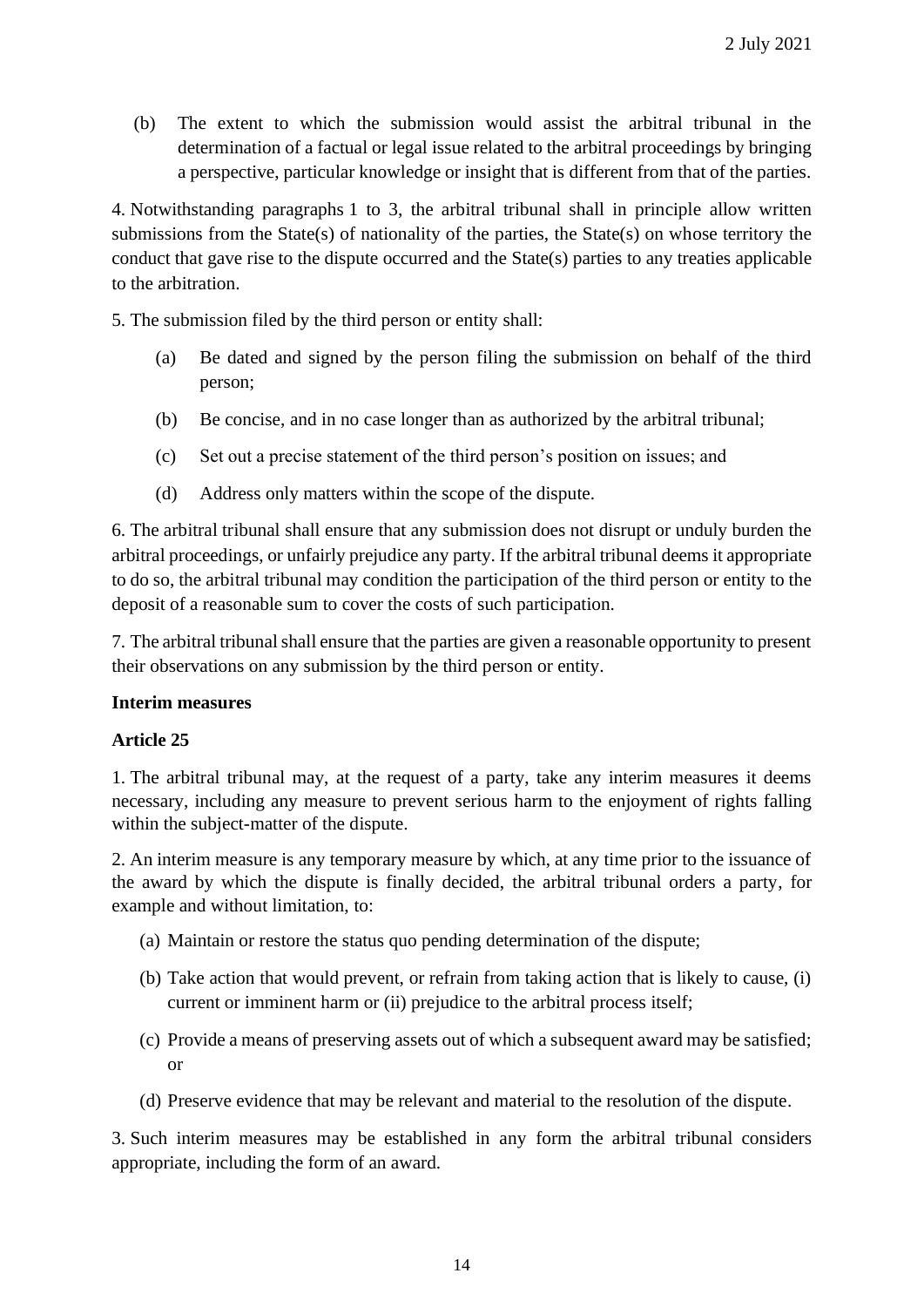(b) The extent to which the submission would assist the arbitral tribunal in the determination of a factual or legal issue related to the arbitral proceedings by bringing a perspective, particular knowledge or insight that is different from that of the parties.

4. Notwithstanding paragraphs 1 to 3, the arbitral tribunal shall in principle allow written submissions from the State(s) of nationality of the parties, the State(s) on whose territory the conduct that gave rise to the dispute occurred and the State(s) parties to any treaties applicable to the arbitration.

5. The submission filed by the third person or entity shall:

(a) Be dated and signed by the person filing the submission on behalf of the third person;

(b) Be concise, and in no case longer than as authorized by the arbitral tribunal;

(c) Set out a precise statement of the third person's position on issues; and

(d) Address only matters within the scope of the dispute.

6. The arbitral tribunal shall ensure that any submission does not disrupt or unduly burden the arbitral proceedings, or unfairly prejudice any party. If the arbitral tribunal deems it appropriate to do so, the arbitral tribunal may condition the participation of the third person or entity to the deposit of a reasonable sum to cover the costs of such participation.

7. The arbitral tribunal shall ensure that the parties are given a reasonable opportunity to present their observations on any submission by the third person or entity.

**Interim measures**

**Article 25**

1. The arbitral tribunal may, at the request of a party, take any interim measures it deems necessary, including any measure to prevent serious harm to the enjoyment of rights falling within the subject-matter of the dispute.

2. An interim measure is any temporary measure by which, at any time prior to the issuance of the award by which the dispute is finally decided, the arbitral tribunal orders a party, for example and without limitation, to:

(a) Maintain or restore the status quo pending determination of the dispute;

(b) Take action that would prevent, or refrain from taking action that is likely to cause, (i) current or imminent harm or (ii) prejudice to the arbitral process itself;

(c) Provide a means of preserving assets out of which a subsequent award may be satisfied; or

(d) Preserve evidence that may be relevant and material to the resolution of the dispute.

3. Such interim measures may be established in any form the arbitral tribunal considers appropriate, including the form of an award.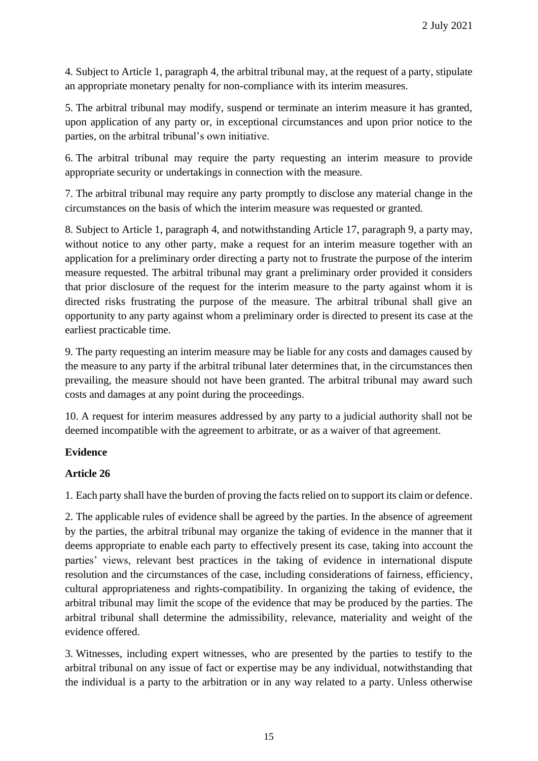4. Subject to Article 1, paragraph 4, the arbitral tribunal may, at the request of a party, stipulate an appropriate monetary penalty for non-compliance with its interim measures.

5. The arbitral tribunal may modify, suspend or terminate an interim measure it has granted, upon application of any party or, in exceptional circumstances and upon prior notice to the parties, on the arbitral tribunal's own initiative.

6. The arbitral tribunal may require the party requesting an interim measure to provide appropriate security or undertakings in connection with the measure.

7. The arbitral tribunal may require any party promptly to disclose any material change in the circumstances on the basis of which the interim measure was requested or granted.

8. Subject to Article 1, paragraph 4, and notwithstanding Article 17, paragraph 9, a party may, without notice to any other party, make a request for an interim measure together with an application for a preliminary order directing a party not to frustrate the purpose of the interim measure requested. The arbitral tribunal may grant a preliminary order provided it considers that prior disclosure of the request for the interim measure to the party against whom it is directed risks frustrating the purpose of the measure. The arbitral tribunal shall give an opportunity to any party against whom a preliminary order is directed to present its case at the earliest practicable time.

9. The party requesting an interim measure may be liable for any costs and damages caused by the measure to any party if the arbitral tribunal later determines that, in the circumstances then prevailing, the measure should not have been granted. The arbitral tribunal may award such costs and damages at any point during the proceedings.

10. A request for interim measures addressed by any party to a judicial authority shall not be deemed incompatible with the agreement to arbitrate, or as a waiver of that agreement.

**Evidence**

**Article 26**

1. Each party shall have the burden of proving the facts relied on to support its claim or defence.

2. The applicable rules of evidence shall be agreed by the parties. In the absence of agreement by the parties, the arbitral tribunal may organize the taking of evidence in the manner that it deems appropriate to enable each party to effectively present its case, taking into account the parties' views, relevant best practices in the taking of evidence in international dispute resolution and the circumstances of the case, including considerations of fairness, efficiency, cultural appropriateness and rights-compatibility. In organizing the taking of evidence, the arbitral tribunal may limit the scope of the evidence that may be produced by the parties. The arbitral tribunal shall determine the admissibility, relevance, materiality and weight of the evidence offered.

3. Witnesses, including expert witnesses, who are presented by the parties to testify to the arbitral tribunal on any issue of fact or expertise may be any individual, notwithstanding that the individual is a party to the arbitration or in any way related to a party. Unless otherwise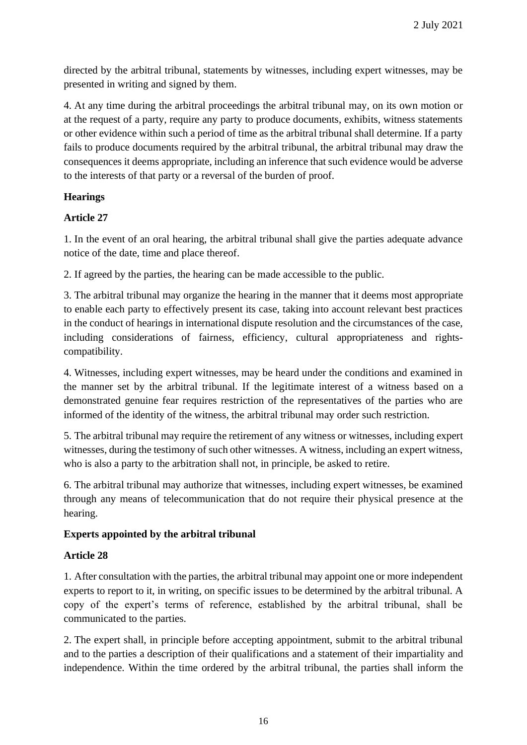directed by the arbitral tribunal, statements by witnesses, including expert witnesses, may be presented in writing and signed by them.

4. At any time during the arbitral proceedings the arbitral tribunal may, on its own motion or at the request of a party, require any party to produce documents, exhibits, witness statements or other evidence within such a period of time as the arbitral tribunal shall determine. If a party fails to produce documents required by the arbitral tribunal, the arbitral tribunal may draw the consequences it deems appropriate, including an inference that such evidence would be adverse to the interests of that party or a reversal of the burden of proof.

**Hearings**

**Article 27**

1. In the event of an oral hearing, the arbitral tribunal shall give the parties adequate advance notice of the date, time and place thereof.

2. If agreed by the parties, the hearing can be made accessible to the public.

3. The arbitral tribunal may organize the hearing in the manner that it deems most appropriate to enable each party to effectively present its case, taking into account relevant best practices in the conduct of hearings in international dispute resolution and the circumstances of the case, including considerations of fairness, efficiency, cultural appropriateness and rights-compatibility.

4. Witnesses, including expert witnesses, may be heard under the conditions and examined in the manner set by the arbitral tribunal. If the legitimate interest of a witness based on a demonstrated genuine fear requires restriction of the representatives of the parties who are informed of the identity of the witness, the arbitral tribunal may order such restriction.

5. The arbitral tribunal may require the retirement of any witness or witnesses, including expert witnesses, during the testimony of such other witnesses. A witness, including an expert witness, who is also a party to the arbitration shall not, in principle, be asked to retire.

6. The arbitral tribunal may authorize that witnesses, including expert witnesses, be examined through any means of telecommunication that do not require their physical presence at the hearing.

**Experts appointed by the arbitral tribunal**

**Article 28**

1. After consultation with the parties, the arbitral tribunal may appoint one or more independent experts to report to it, in writing, on specific issues to be determined by the arbitral tribunal. A copy of the expert's terms of reference, established by the arbitral tribunal, shall be communicated to the parties.

2. The expert shall, in principle before accepting appointment, submit to the arbitral tribunal and to the parties a description of their qualifications and a statement of their impartiality and independence. Within the time ordered by the arbitral tribunal, the parties shall inform the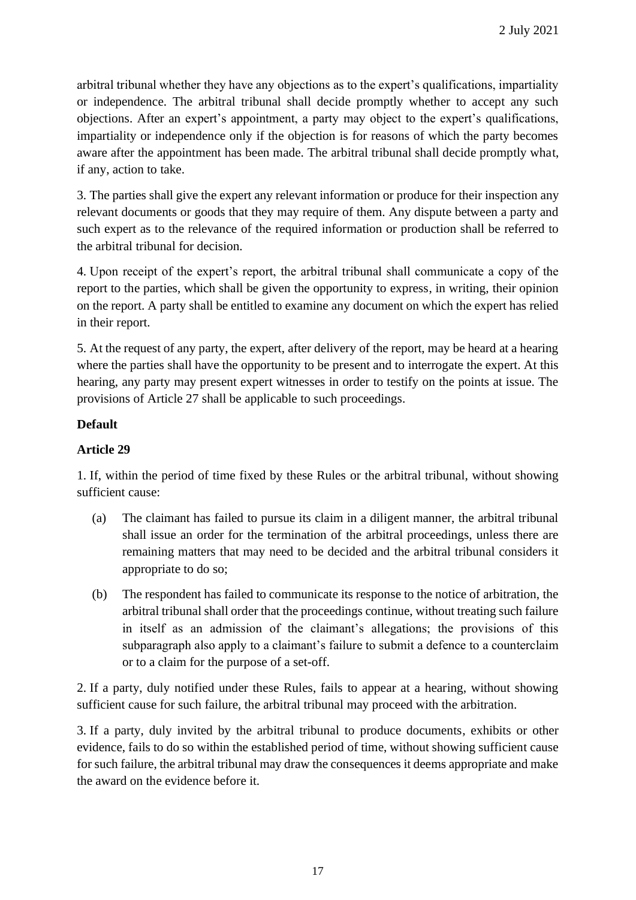arbitral tribunal whether they have any objections as to the expert's qualifications, impartiality or independence. The arbitral tribunal shall decide promptly whether to accept any such objections. After an expert's appointment, a party may object to the expert's qualifications, impartiality or independence only if the objection is for reasons of which the party becomes aware after the appointment has been made. The arbitral tribunal shall decide promptly what, if any, action to take.

3. The parties shall give the expert any relevant information or produce for their inspection any relevant documents or goods that they may require of them. Any dispute between a party and such expert as to the relevance of the required information or production shall be referred to the arbitral tribunal for decision.

4. Upon receipt of the expert's report, the arbitral tribunal shall communicate a copy of the report to the parties, which shall be given the opportunity to express, in writing, their opinion on the report. A party shall be entitled to examine any document on which the expert has relied in their report.

5. At the request of any party, the expert, after delivery of the report, may be heard at a hearing where the parties shall have the opportunity to be present and to interrogate the expert. At this hearing, any party may present expert witnesses in order to testify on the points at issue. The provisions of Article 27 shall be applicable to such proceedings.

**Default**

**Article 29**

1. If, within the period of time fixed by these Rules or the arbitral tribunal, without showing sufficient cause:

(a) The claimant has failed to pursue its claim in a diligent manner, the arbitral tribunal shall issue an order for the termination of the arbitral proceedings, unless there are remaining matters that may need to be decided and the arbitral tribunal considers it appropriate to do so;

(b) The respondent has failed to communicate its response to the notice of arbitration, the arbitral tribunal shall order that the proceedings continue, without treating such failure in itself as an admission of the claimant's allegations; the provisions of this subparagraph also apply to a claimant's failure to submit a defence to a counterclaim or to a claim for the purpose of a set-off.

2. If a party, duly notified under these Rules, fails to appear at a hearing, without showing sufficient cause for such failure, the arbitral tribunal may proceed with the arbitration.

3. If a party, duly invited by the arbitral tribunal to produce documents, exhibits or other evidence, fails to do so within the established period of time, without showing sufficient cause for such failure, the arbitral tribunal may draw the consequences it deems appropriate and make the award on the evidence before it.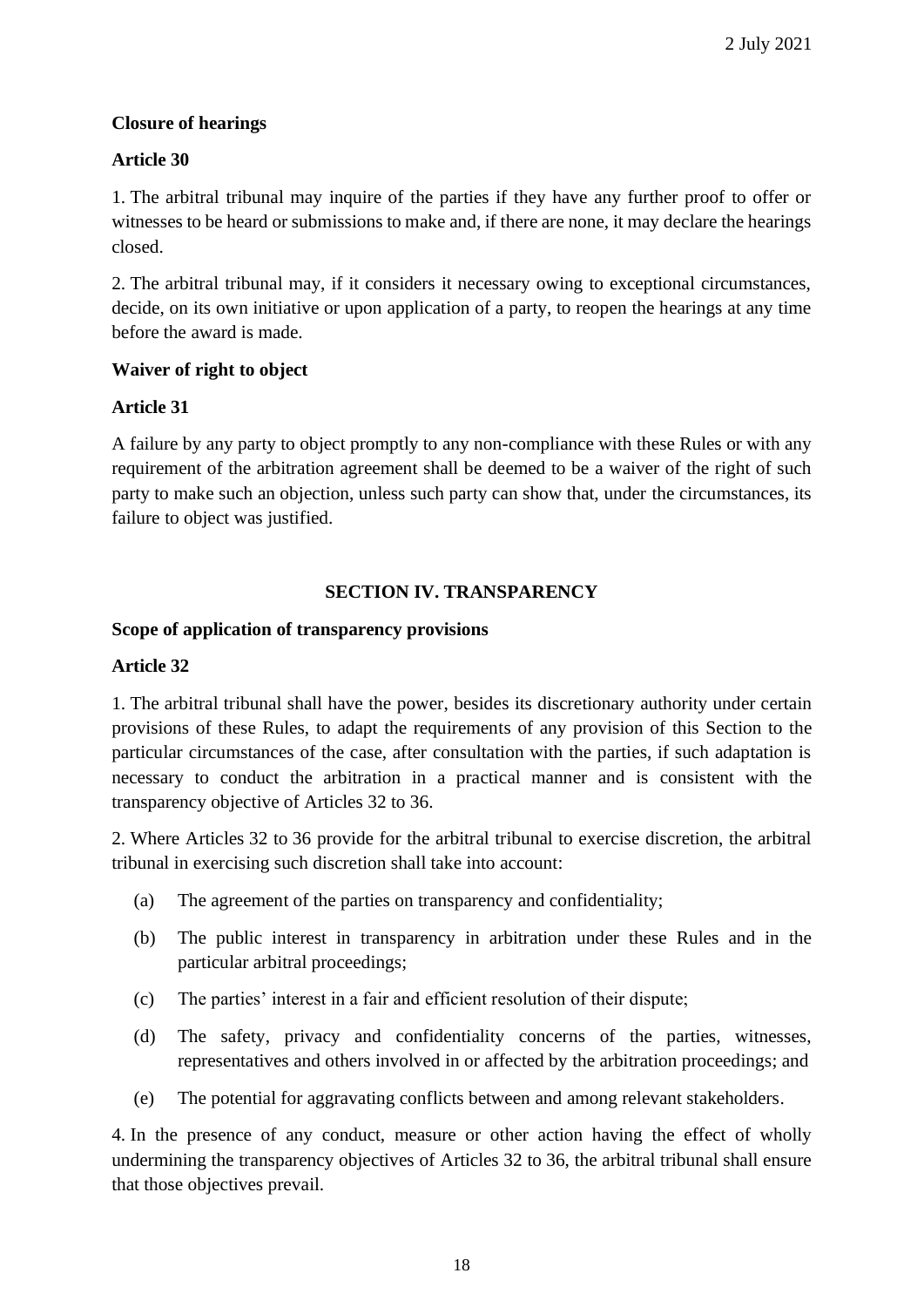**Closure of hearings**

**Article 30**

1. The arbitral tribunal may inquire of the parties if they have any further proof to offer or witnesses to be heard or submissions to make and, if there are none, it may declare the hearings closed.

2. The arbitral tribunal may, if it considers it necessary owing to exceptional circumstances, decide, on its own initiative or upon application of a party, to reopen the hearings at any time before the award is made.

**Waiver of right to object**

**Article 31**

A failure by any party to object promptly to any non-compliance with these Rules or with any requirement of the arbitration agreement shall be deemed to be a waiver of the right of such party to make such an objection, unless such party can show that, under the circumstances, its failure to object was justified.

## SECTION IV. TRANSPARENCY

**Scope of application of transparency provisions**

**Article 32**

1. The arbitral tribunal shall have the power, besides its discretionary authority under certain provisions of these Rules, to adapt the requirements of any provision of this Section to the particular circumstances of the case, after consultation with the parties, if such adaptation is necessary to conduct the arbitration in a practical manner and is consistent with the transparency objective of Articles 32 to 36.

2. Where Articles 32 to 36 provide for the arbitral tribunal to exercise discretion, the arbitral tribunal in exercising such discretion shall take into account:

- (a) The agreement of the parties on transparency and confidentiality;
- (b) The public interest in transparency in arbitration under these Rules and in the particular arbitral proceedings;
- (c) The parties' interest in a fair and efficient resolution of their dispute;
- (d) The safety, privacy and confidentiality concerns of the parties, witnesses, representatives and others involved in or affected by the arbitration proceedings; and
- (e) The potential for aggravating conflicts between and among relevant stakeholders.

4. In the presence of any conduct, measure or other action having the effect of wholly undermining the transparency objectives of Articles 32 to 36, the arbitral tribunal shall ensure that those objectives prevail.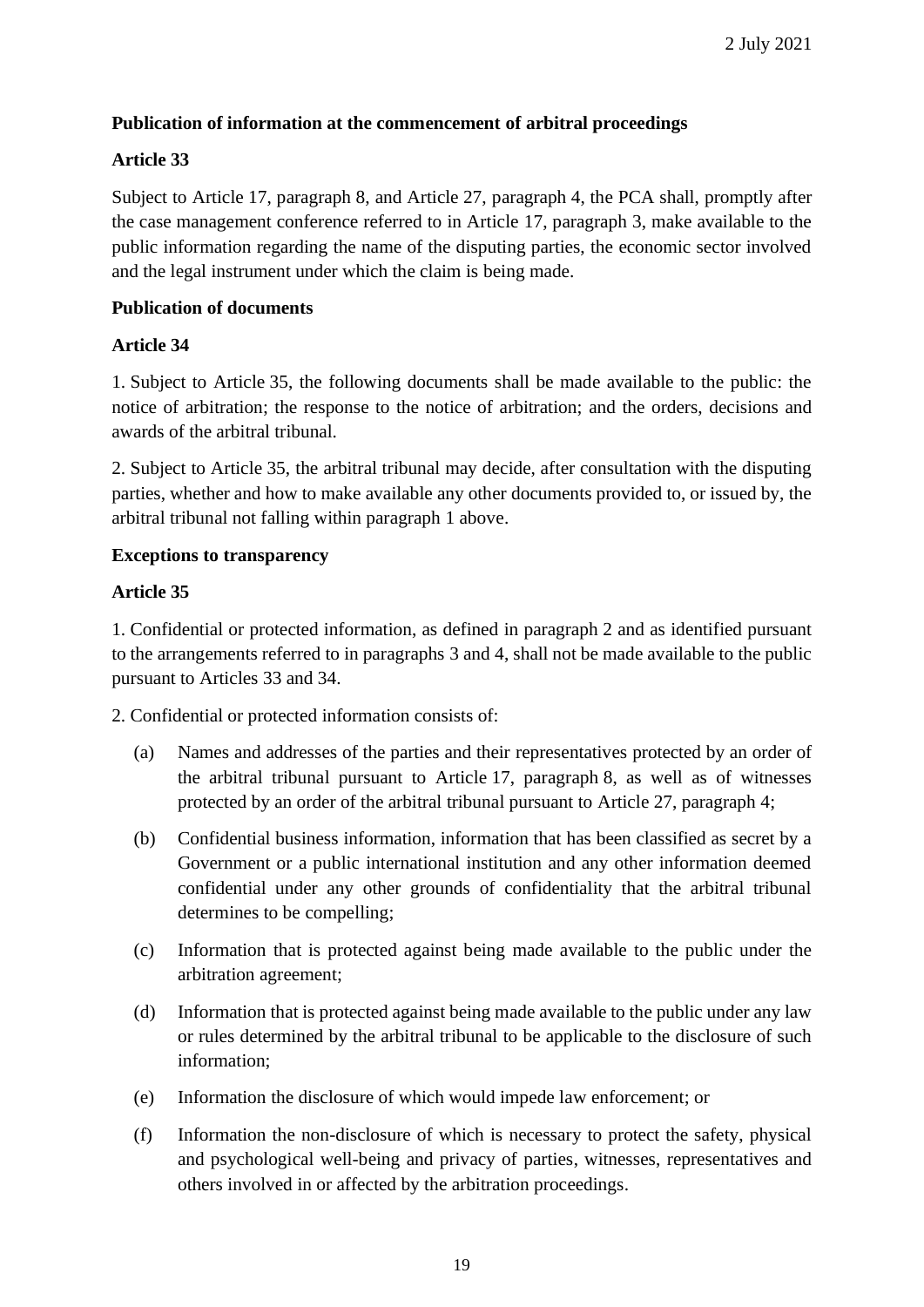2 July 2021

**Publication of information at the commencement of arbitral proceedings**

**Article 33**

Subject to Article 17, paragraph 8, and Article 27, paragraph 4, the PCA shall, promptly after the case management conference referred to in Article 17, paragraph 3, make available to the public information regarding the name of the disputing parties, the economic sector involved and the legal instrument under which the claim is being made.

**Publication of documents**

**Article 34**

1. Subject to Article 35, the following documents shall be made available to the public: the notice of arbitration; the response to the notice of arbitration; and the orders, decisions and awards of the arbitral tribunal.

2. Subject to Article 35, the arbitral tribunal may decide, after consultation with the disputing parties, whether and how to make available any other documents provided to, or issued by, the arbitral tribunal not falling within paragraph 1 above.

**Exceptions to transparency**

**Article 35**

1. Confidential or protected information, as defined in paragraph 2 and as identified pursuant to the arrangements referred to in paragraphs 3 and 4, shall not be made available to the public pursuant to Articles 33 and 34.

2. Confidential or protected information consists of:

(a) Names and addresses of the parties and their representatives protected by an order of the arbitral tribunal pursuant to Article 17, paragraph 8, as well as of witnesses protected by an order of the arbitral tribunal pursuant to Article 27, paragraph 4;

(b) Confidential business information, information that has been classified as secret by a Government or a public international institution and any other information deemed confidential under any other grounds of confidentiality that the arbitral tribunal determines to be compelling;

(c) Information that is protected against being made available to the public under the arbitration agreement;

(d) Information that is protected against being made available to the public under any law or rules determined by the arbitral tribunal to be applicable to the disclosure of such information;

(e) Information the disclosure of which would impede law enforcement; or

(f) Information the non-disclosure of which is necessary to protect the safety, physical and psychological well-being and privacy of parties, witnesses, representatives and others involved in or affected by the arbitration proceedings.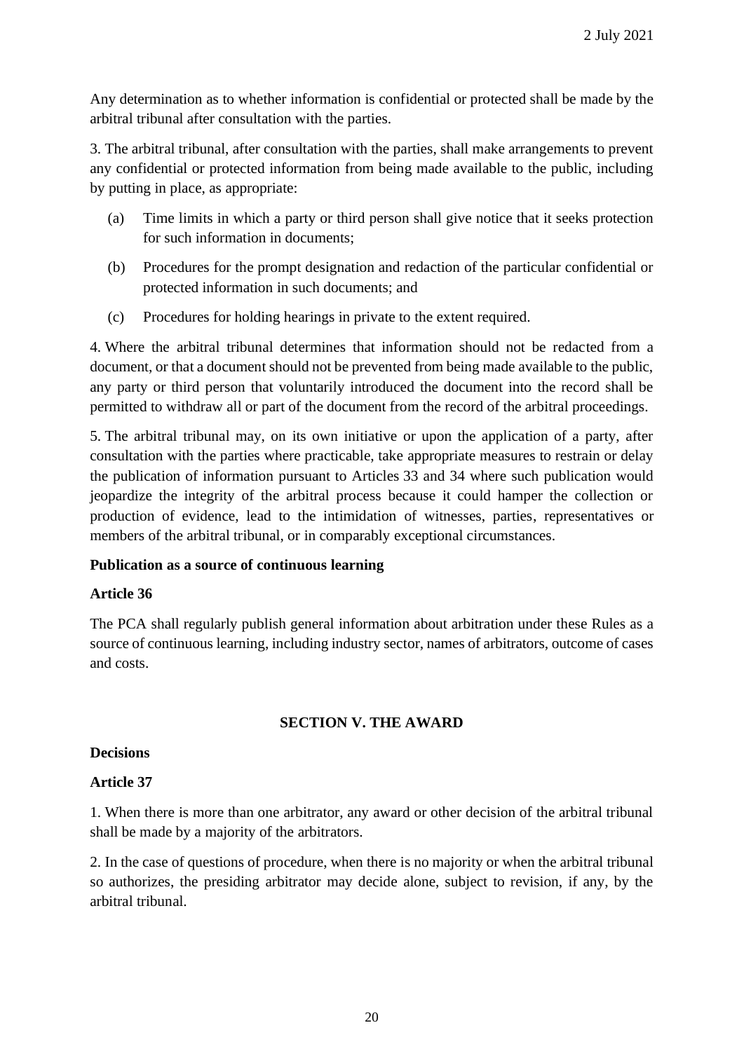Any determination as to whether information is confidential or protected shall be made by the arbitral tribunal after consultation with the parties.

3. The arbitral tribunal, after consultation with the parties, shall make arrangements to prevent any confidential or protected information from being made available to the public, including by putting in place, as appropriate:

(a) Time limits in which a party or third person shall give notice that it seeks protection for such information in documents;

(b) Procedures for the prompt designation and redaction of the particular confidential or protected information in such documents; and

(c) Procedures for holding hearings in private to the extent required.

4. Where the arbitral tribunal determines that information should not be redacted from a document, or that a document should not be prevented from being made available to the public, any party or third person that voluntarily introduced the document into the record shall be permitted to withdraw all or part of the document from the record of the arbitral proceedings.

5. The arbitral tribunal may, on its own initiative or upon the application of a party, after consultation with the parties where practicable, take appropriate measures to restrain or delay the publication of information pursuant to Articles 33 and 34 where such publication would jeopardize the integrity of the arbitral process because it could hamper the collection or production of evidence, lead to the intimidation of witnesses, parties, representatives or members of the arbitral tribunal, or in comparably exceptional circumstances.

**Publication as a source of continuous learning**

**Article 36**

The PCA shall regularly publish general information about arbitration under these Rules as a source of continuous learning, including industry sector, names of arbitrators, outcome of cases and costs.

## SECTION V. THE AWARD

**Decisions**

**Article 37**

1. When there is more than one arbitrator, any award or other decision of the arbitral tribunal shall be made by a majority of the arbitrators.

2. In the case of questions of procedure, when there is no majority or when the arbitral tribunal so authorizes, the presiding arbitrator may decide alone, subject to revision, if any, by the arbitral tribunal.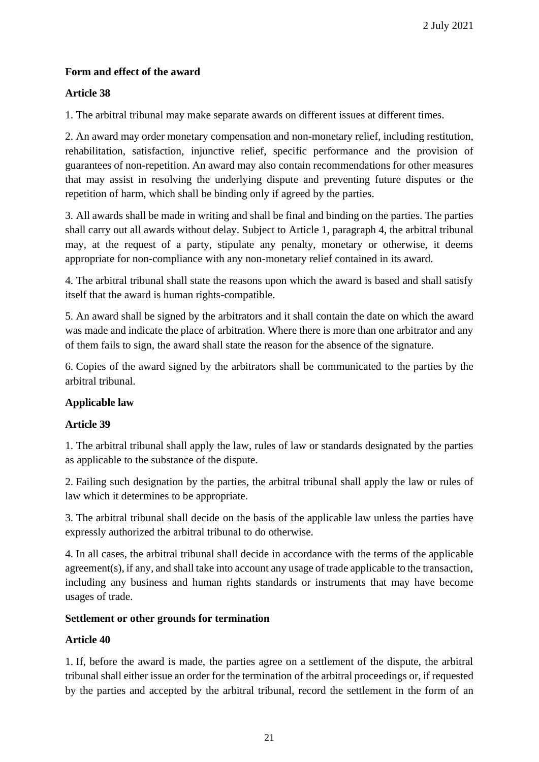**Form and effect of the award**

**Article 38**

1. The arbitral tribunal may make separate awards on different issues at different times.

2. An award may order monetary compensation and non-monetary relief, including restitution, rehabilitation, satisfaction, injunctive relief, specific performance and the provision of guarantees of non-repetition. An award may also contain recommendations for other measures that may assist in resolving the underlying dispute and preventing future disputes or the repetition of harm, which shall be binding only if agreed by the parties.

3. All awards shall be made in writing and shall be final and binding on the parties. The parties shall carry out all awards without delay. Subject to Article 1, paragraph 4, the arbitral tribunal may, at the request of a party, stipulate any penalty, monetary or otherwise, it deems appropriate for non-compliance with any non-monetary relief contained in its award.

4. The arbitral tribunal shall state the reasons upon which the award is based and shall satisfy itself that the award is human rights-compatible.

5. An award shall be signed by the arbitrators and it shall contain the date on which the award was made and indicate the place of arbitration. Where there is more than one arbitrator and any of them fails to sign, the award shall state the reason for the absence of the signature.

6. Copies of the award signed by the arbitrators shall be communicated to the parties by the arbitral tribunal.

**Applicable law**

**Article 39**

1. The arbitral tribunal shall apply the law, rules of law or standards designated by the parties as applicable to the substance of the dispute.

2. Failing such designation by the parties, the arbitral tribunal shall apply the law or rules of law which it determines to be appropriate.

3. The arbitral tribunal shall decide on the basis of the applicable law unless the parties have expressly authorized the arbitral tribunal to do otherwise.

4. In all cases, the arbitral tribunal shall decide in accordance with the terms of the applicable agreement(s), if any, and shall take into account any usage of trade applicable to the transaction, including any business and human rights standards or instruments that may have become usages of trade.

**Settlement or other grounds for termination**

**Article 40**

1. If, before the award is made, the parties agree on a settlement of the dispute, the arbitral tribunal shall either issue an order for the termination of the arbitral proceedings or, if requested by the parties and accepted by the arbitral tribunal, record the settlement in the form of an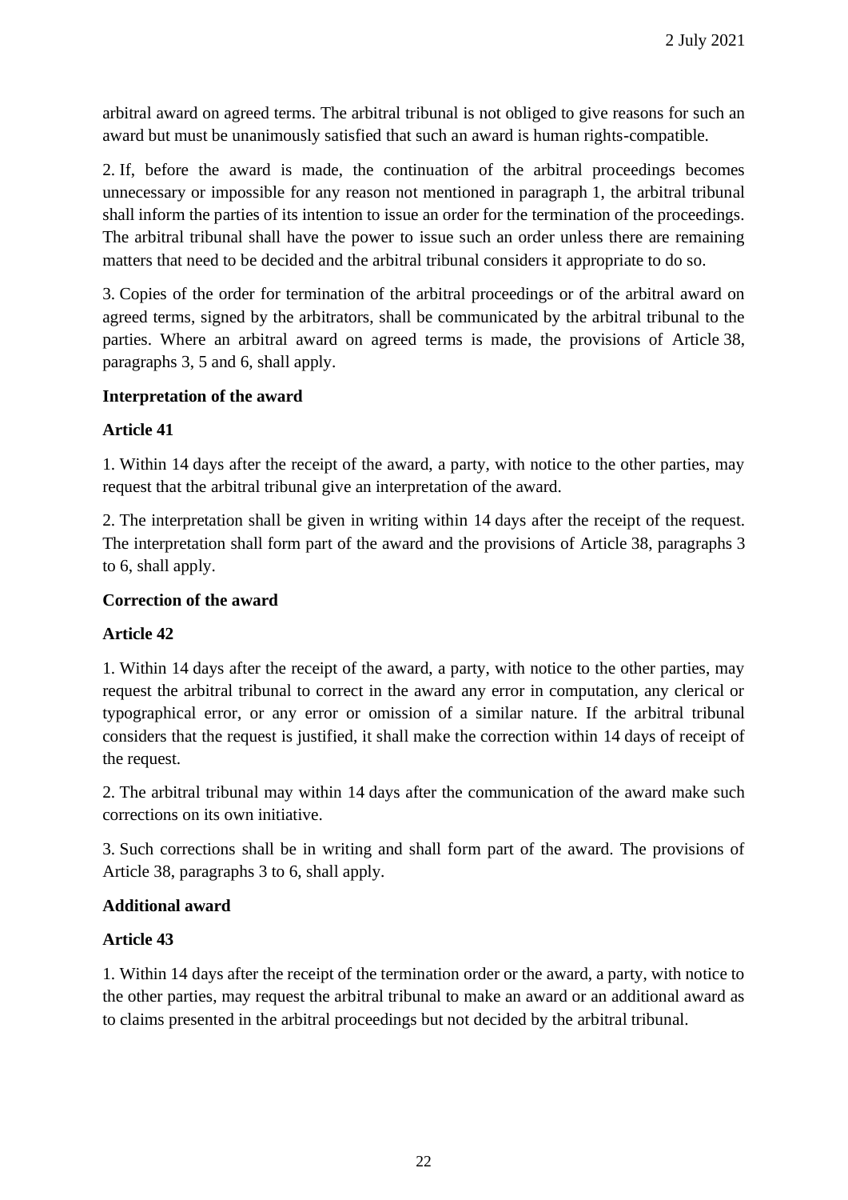arbitral award on agreed terms. The arbitral tribunal is not obliged to give reasons for such an award but must be unanimously satisfied that such an award is human rights-compatible.

2. If, before the award is made, the continuation of the arbitral proceedings becomes unnecessary or impossible for any reason not mentioned in paragraph 1, the arbitral tribunal shall inform the parties of its intention to issue an order for the termination of the proceedings. The arbitral tribunal shall have the power to issue such an order unless there are remaining matters that need to be decided and the arbitral tribunal considers it appropriate to do so.

3. Copies of the order for termination of the arbitral proceedings or of the arbitral award on agreed terms, signed by the arbitrators, shall be communicated by the arbitral tribunal to the parties. Where an arbitral award on agreed terms is made, the provisions of Article 38, paragraphs 3, 5 and 6, shall apply.

**Interpretation of the award**

**Article 41**

1. Within 14 days after the receipt of the award, a party, with notice to the other parties, may request that the arbitral tribunal give an interpretation of the award.

2. The interpretation shall be given in writing within 14 days after the receipt of the request. The interpretation shall form part of the award and the provisions of Article 38, paragraphs 3 to 6, shall apply.

**Correction of the award**

**Article 42**

1. Within 14 days after the receipt of the award, a party, with notice to the other parties, may request the arbitral tribunal to correct in the award any error in computation, any clerical or typographical error, or any error or omission of a similar nature. If the arbitral tribunal considers that the request is justified, it shall make the correction within 14 days of receipt of the request.

2. The arbitral tribunal may within 14 days after the communication of the award make such corrections on its own initiative.

3. Such corrections shall be in writing and shall form part of the award. The provisions of Article 38, paragraphs 3 to 6, shall apply.

**Additional award**

**Article 43**

1. Within 14 days after the receipt of the termination order or the award, a party, with notice to the other parties, may request the arbitral tribunal to make an award or an additional award as to claims presented in the arbitral proceedings but not decided by the arbitral tribunal.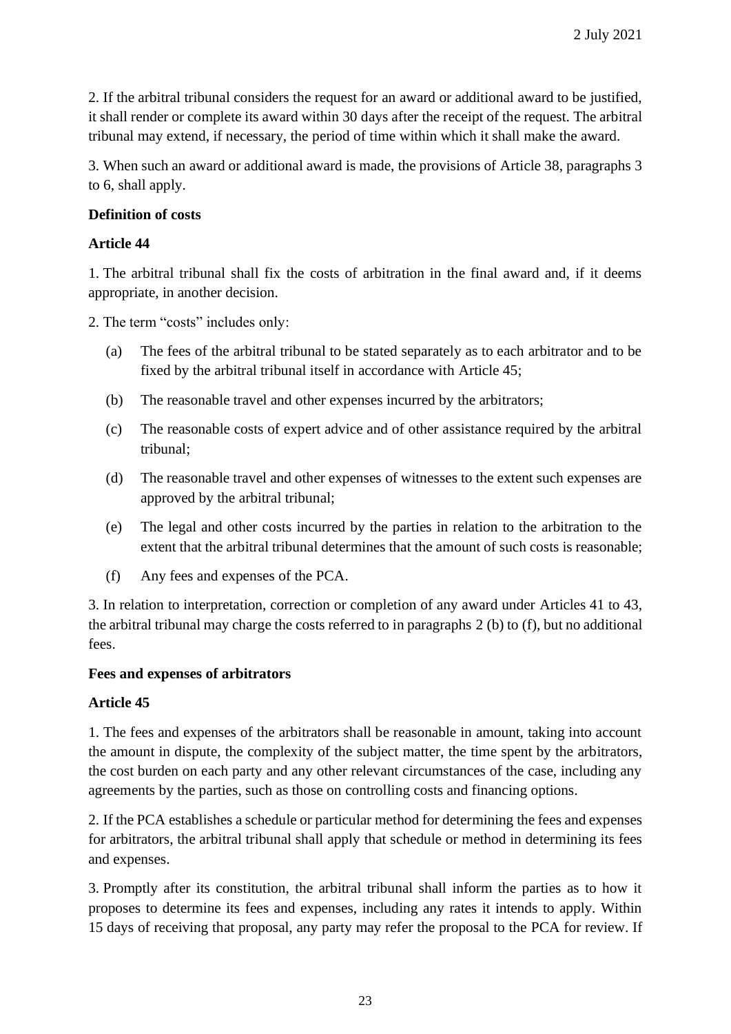2. If the arbitral tribunal considers the request for an award or additional award to be justified, it shall render or complete its award within 30 days after the receipt of the request. The arbitral tribunal may extend, if necessary, the period of time within which it shall make the award.

3. When such an award or additional award is made, the provisions of Article 38, paragraphs 3 to 6, shall apply.

**Definition of costs**

**Article 44**

1. The arbitral tribunal shall fix the costs of arbitration in the final award and, if it deems appropriate, in another decision.

2. The term "costs" includes only:

(a) The fees of the arbitral tribunal to be stated separately as to each arbitrator and to be fixed by the arbitral tribunal itself in accordance with Article 45;

(b) The reasonable travel and other expenses incurred by the arbitrators;

(c) The reasonable costs of expert advice and of other assistance required by the arbitral tribunal;

(d) The reasonable travel and other expenses of witnesses to the extent such expenses are approved by the arbitral tribunal;

(e) The legal and other costs incurred by the parties in relation to the arbitration to the extent that the arbitral tribunal determines that the amount of such costs is reasonable;

(f) Any fees and expenses of the PCA.

3. In relation to interpretation, correction or completion of any award under Articles 41 to 43, the arbitral tribunal may charge the costs referred to in paragraphs 2 (b) to (f), but no additional fees.

**Fees and expenses of arbitrators**

**Article 45**

1. The fees and expenses of the arbitrators shall be reasonable in amount, taking into account the amount in dispute, the complexity of the subject matter, the time spent by the arbitrators, the cost burden on each party and any other relevant circumstances of the case, including any agreements by the parties, such as those on controlling costs and financing options.

2. If the PCA establishes a schedule or particular method for determining the fees and expenses for arbitrators, the arbitral tribunal shall apply that schedule or method in determining its fees and expenses.

3. Promptly after its constitution, the arbitral tribunal shall inform the parties as to how it proposes to determine its fees and expenses, including any rates it intends to apply. Within 15 days of receiving that proposal, any party may refer the proposal to the PCA for review. If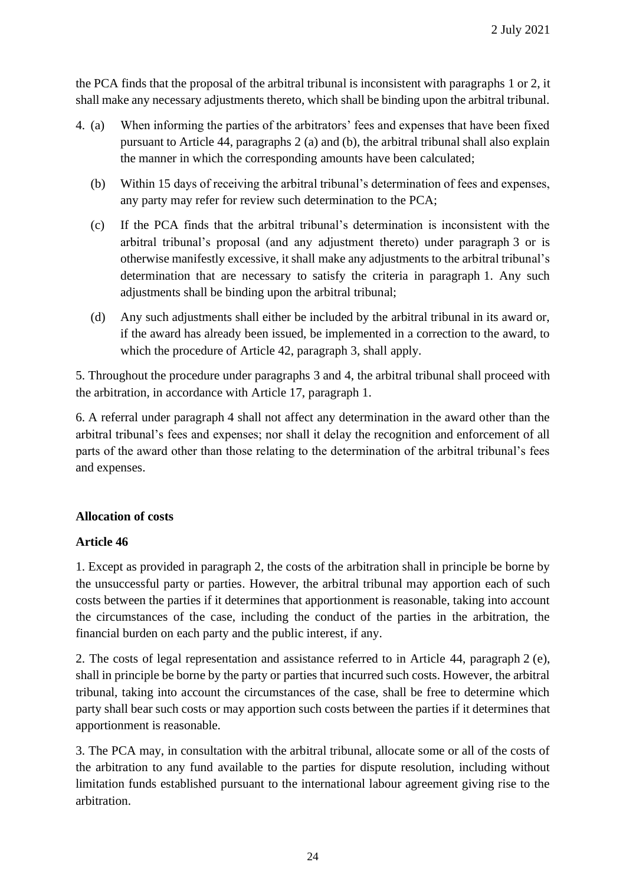the PCA finds that the proposal of the arbitral tribunal is inconsistent with paragraphs 1 or 2, it shall make any necessary adjustments thereto, which shall be binding upon the arbitral tribunal.

4. (a) When informing the parties of the arbitrators' fees and expenses that have been fixed pursuant to Article 44, paragraphs 2 (a) and (b), the arbitral tribunal shall also explain the manner in which the corresponding amounts have been calculated;

   (b) Within 15 days of receiving the arbitral tribunal's determination of fees and expenses, any party may refer for review such determination to the PCA;

   (c) If the PCA finds that the arbitral tribunal's determination is inconsistent with the arbitral tribunal's proposal (and any adjustment thereto) under paragraph 3 or is otherwise manifestly excessive, it shall make any adjustments to the arbitral tribunal's determination that are necessary to satisfy the criteria in paragraph 1. Any such adjustments shall be binding upon the arbitral tribunal;

   (d) Any such adjustments shall either be included by the arbitral tribunal in its award or, if the award has already been issued, be implemented in a correction to the award, to which the procedure of Article 42, paragraph 3, shall apply.

5. Throughout the procedure under paragraphs 3 and 4, the arbitral tribunal shall proceed with the arbitration, in accordance with Article 17, paragraph 1.

6. A referral under paragraph 4 shall not affect any determination in the award other than the arbitral tribunal's fees and expenses; nor shall it delay the recognition and enforcement of all parts of the award other than those relating to the determination of the arbitral tribunal's fees and expenses.

**Allocation of costs**

**Article 46**

1. Except as provided in paragraph 2, the costs of the arbitration shall in principle be borne by the unsuccessful party or parties. However, the arbitral tribunal may apportion each of such costs between the parties if it determines that apportionment is reasonable, taking into account the circumstances of the case, including the conduct of the parties in the arbitration, the financial burden on each party and the public interest, if any.

2. The costs of legal representation and assistance referred to in Article 44, paragraph 2 (e), shall in principle be borne by the party or parties that incurred such costs. However, the arbitral tribunal, taking into account the circumstances of the case, shall be free to determine which party shall bear such costs or may apportion such costs between the parties if it determines that apportionment is reasonable.

3. The PCA may, in consultation with the arbitral tribunal, allocate some or all of the costs of the arbitration to any fund available to the parties for dispute resolution, including without limitation funds established pursuant to the international labour agreement giving rise to the arbitration.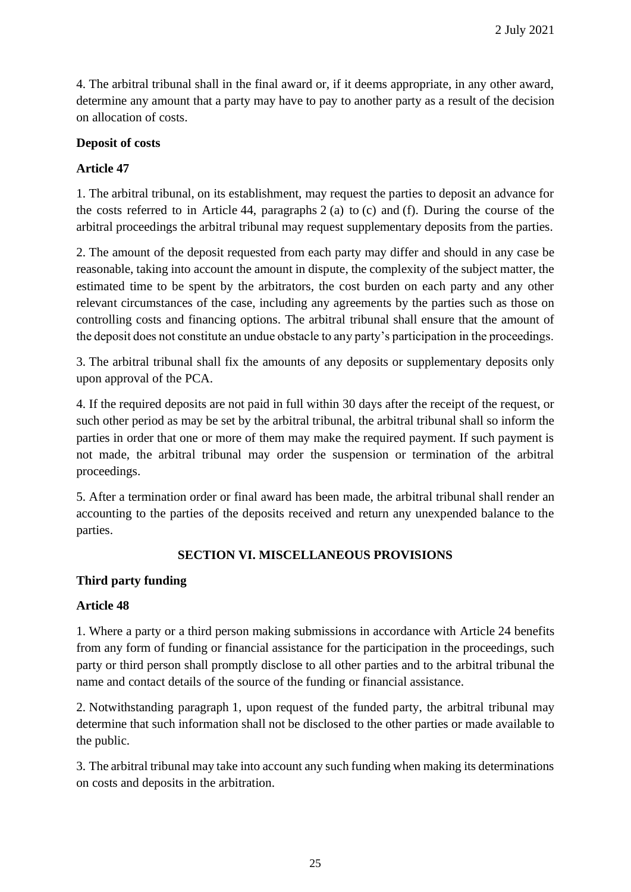4. The arbitral tribunal shall in the final award or, if it deems appropriate, in any other award, determine any amount that a party may have to pay to another party as a result of the decision on allocation of costs.

**Deposit of costs**

**Article 47**

1. The arbitral tribunal, on its establishment, may request the parties to deposit an advance for the costs referred to in Article 44, paragraphs 2 (a) to (c) and (f). During the course of the arbitral proceedings the arbitral tribunal may request supplementary deposits from the parties.

2. The amount of the deposit requested from each party may differ and should in any case be reasonable, taking into account the amount in dispute, the complexity of the subject matter, the estimated time to be spent by the arbitrators, the cost burden on each party and any other relevant circumstances of the case, including any agreements by the parties such as those on controlling costs and financing options. The arbitral tribunal shall ensure that the amount of the deposit does not constitute an undue obstacle to any party's participation in the proceedings.

3. The arbitral tribunal shall fix the amounts of any deposits or supplementary deposits only upon approval of the PCA.

4. If the required deposits are not paid in full within 30 days after the receipt of the request, or such other period as may be set by the arbitral tribunal, the arbitral tribunal shall so inform the parties in order that one or more of them may make the required payment. If such payment is not made, the arbitral tribunal may order the suspension or termination of the arbitral proceedings.

5. After a termination order or final award has been made, the arbitral tribunal shall render an accounting to the parties of the deposits received and return any unexpended balance to the parties.

## SECTION VI. MISCELLANEOUS PROVISIONS

**Third party funding**

**Article 48**

1. Where a party or a third person making submissions in accordance with Article 24 benefits from any form of funding or financial assistance for the participation in the proceedings, such party or third person shall promptly disclose to all other parties and to the arbitral tribunal the name and contact details of the source of the funding or financial assistance.

2. Notwithstanding paragraph 1, upon request of the funded party, the arbitral tribunal may determine that such information shall not be disclosed to the other parties or made available to the public.

3. The arbitral tribunal may take into account any such funding when making its determinations on costs and deposits in the arbitration.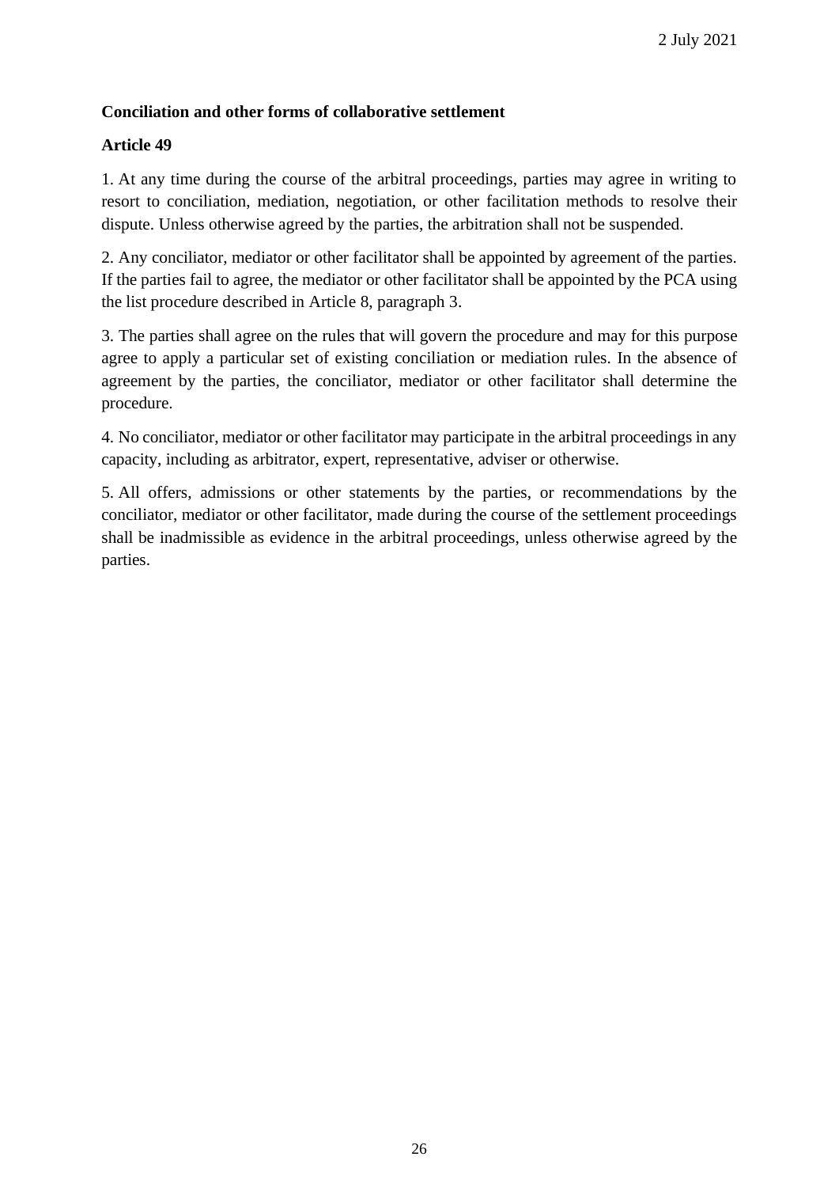**Conciliation and other forms of collaborative settlement**

**Article 49**

1. At any time during the course of the arbitral proceedings, parties may agree in writing to resort to conciliation, mediation, negotiation, or other facilitation methods to resolve their dispute. Unless otherwise agreed by the parties, the arbitration shall not be suspended.

2. Any conciliator, mediator or other facilitator shall be appointed by agreement of the parties. If the parties fail to agree, the mediator or other facilitator shall be appointed by the PCA using the list procedure described in Article 8, paragraph 3.

3. The parties shall agree on the rules that will govern the procedure and may for this purpose agree to apply a particular set of existing conciliation or mediation rules. In the absence of agreement by the parties, the conciliator, mediator or other facilitator shall determine the procedure.

4. No conciliator, mediator or other facilitator may participate in the arbitral proceedings in any capacity, including as arbitrator, expert, representative, adviser or otherwise.

5. All offers, admissions or other statements by the parties, or recommendations by the conciliator, mediator or other facilitator, made during the course of the settlement proceedings shall be inadmissible as evidence in the arbitral proceedings, unless otherwise agreed by the parties.